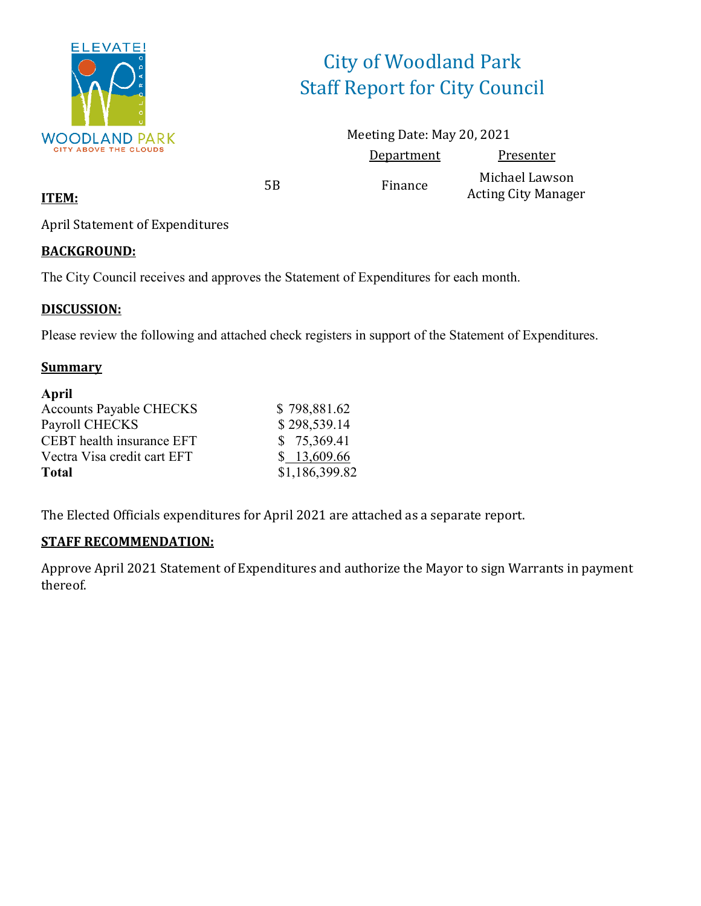ELEVATE!

WOODLAND PARK

CITY ABOVE THE CLOUDS

# City of Woodland Park
# Staff Report for City Council

Meeting Date: May 20, 2021

| | Department | Presenter |
|---|---|---|
| 5B | Finance | Michael Lawson<br>Acting City Manager |

**ITEM:**

April Statement of Expenditures

**BACKGROUND:**

The City Council receives and approves the Statement of Expenditures for each month.

**DISCUSSION:**

Please review the following and attached check registers in support of the Statement of Expenditures.

**Summary**

| **April** | |
|---|---|
| Accounts Payable CHECKS | $ 798,881.62 |
| Payroll CHECKS | $ 298,539.14 |
| CEBT health insurance EFT | $ 75,369.41 |
| Vectra Visa credit cart EFT | $ 13,609.66 |
| **Total** | $1,186,399.82 |

The Elected Officials expenditures for April 2021 are attached as a separate report.

**STAFF RECOMMENDATION:**

Approve April 2021 Statement of Expenditures and authorize the Mayor to sign Warrants in payment thereof.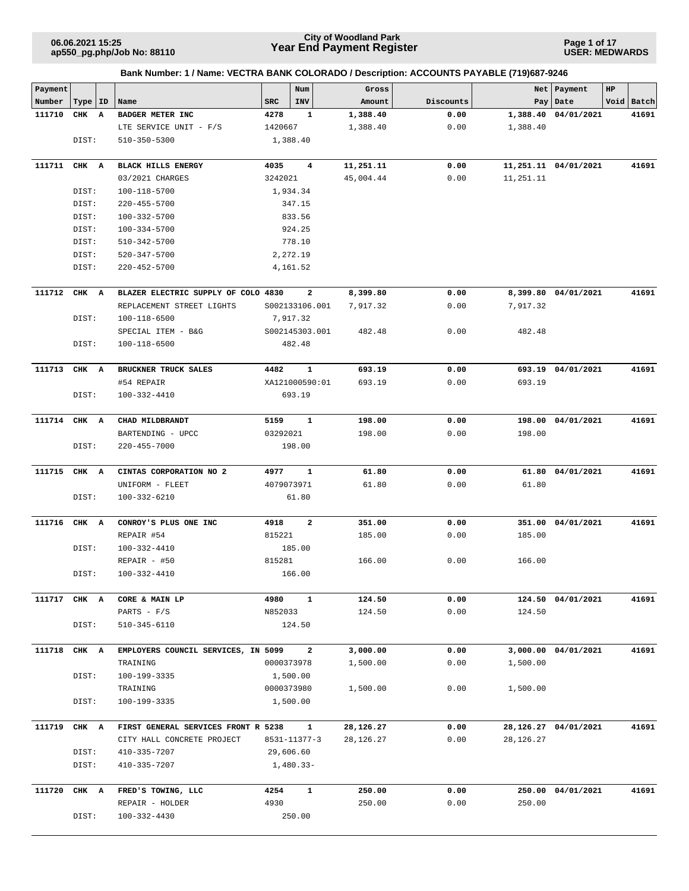# City of Woodland Park
## Year End Payment Register

06.06.2021 15:25
ap550_pg.php/Job No: 88110

USER: MEDWARDS

### Bank Number: 1 / Name: VECTRA BANK COLORADO / Description: ACCOUNTS PAYABLE (719)687-9246

| Payment Number | Type | ID | Name | SRC | Num INV | Gross Amount | Discounts | Net Pay | Payment Date | HP Void | Batch |
|---|---|---|---|---|---|---|---|---|---|---|---|
| **111710** | **CHK** | **A** | **BADGER METER INC** | **4278** | **1** | **1,388.40** | **0.00** | **1,388.40** | **04/01/2021** | | **41691** |
| | | | LTE SERVICE UNIT - F/S | 1420667 | | 1,388.40 | 0.00 | 1,388.40 | | | |
| | DIST: | | 510-350-5300 | 1,388.40 | | | | | | | |
| **111711** | **CHK** | **A** | **BLACK HILLS ENERGY** | **4035** | **4** | **11,251.11** | **0.00** | **11,251.11** | **04/01/2021** | | **41691** |
| | | | 03/2021 CHARGES | 3242021 | | 45,004.44 | 0.00 | 11,251.11 | | | |
| | DIST: | | 100-118-5700 | 1,934.34 | | | | | | | |
| | DIST: | | 220-455-5700 | 347.15 | | | | | | | |
| | DIST: | | 100-332-5700 | 833.56 | | | | | | | |
| | DIST: | | 100-334-5700 | 924.25 | | | | | | | |
| | DIST: | | 510-342-5700 | 778.10 | | | | | | | |
| | DIST: | | 520-347-5700 | 2,272.19 | | | | | | | |
| | DIST: | | 220-452-5700 | 4,161.52 | | | | | | | |
| **111712** | **CHK** | **A** | **BLAZER ELECTRIC SUPPLY OF COLO** | **4830** | **2** | **8,399.80** | **0.00** | **8,399.80** | **04/01/2021** | | **41691** |
| | | | REPLACEMENT STREET LIGHTS | S002133106.001 | | 7,917.32 | 0.00 | 7,917.32 | | | |
| | DIST: | | 100-118-6500 | 7,917.32 | | | | | | | |
| | | | SPECIAL ITEM - B&G | S002145303.001 | | 482.48 | 0.00 | 482.48 | | | |
| | DIST: | | 100-118-6500 | 482.48 | | | | | | | |
| **111713** | **CHK** | **A** | **BRUCKNER TRUCK SALES** | **4482** | **1** | **693.19** | **0.00** | **693.19** | **04/01/2021** | | **41691** |
| | | | #54 REPAIR | XA121000590:01 | | 693.19 | 0.00 | 693.19 | | | |
| | DIST: | | 100-332-4410 | 693.19 | | | | | | | |
| **111714** | **CHK** | **A** | **CHAD MILDBRANDT** | **5159** | **1** | **198.00** | **0.00** | **198.00** | **04/01/2021** | | **41691** |
| | | | BARTENDING - UPCC | 03292021 | | 198.00 | 0.00 | 198.00 | | | |
| | DIST: | | 220-455-7000 | 198.00 | | | | | | | |
| **111715** | **CHK** | **A** | **CINTAS CORPORATION NO 2** | **4977** | **1** | **61.80** | **0.00** | **61.80** | **04/01/2021** | | **41691** |
| | | | UNIFORM - FLEET | 4079073971 | | 61.80 | 0.00 | 61.80 | | | |
| | DIST: | | 100-332-6210 | 61.80 | | | | | | | |
| **111716** | **CHK** | **A** | **CONROY'S PLUS ONE INC** | **4918** | **2** | **351.00** | **0.00** | **351.00** | **04/01/2021** | | **41691** |
| | | | REPAIR #54 | 815221 | | 185.00 | 0.00 | 185.00 | | | |
| | DIST: | | 100-332-4410 | 185.00 | | | | | | | |
| | | | REPAIR - #50 | 815281 | | 166.00 | 0.00 | 166.00 | | | |
| | DIST: | | 100-332-4410 | 166.00 | | | | | | | |
| **111717** | **CHK** | **A** | **CORE & MAIN LP** | **4980** | **1** | **124.50** | **0.00** | **124.50** | **04/01/2021** | | **41691** |
| | | | PARTS - F/S | N852033 | | 124.50 | 0.00 | 124.50 | | | |
| | DIST: | | 510-345-6110 | 124.50 | | | | | | | |
| **111718** | **CHK** | **A** | **EMPLOYERS COUNCIL SERVICES, IN** | **5099** | **2** | **3,000.00** | **0.00** | **3,000.00** | **04/01/2021** | | **41691** |
| | | | TRAINING | 0000373978 | | 1,500.00 | 0.00 | 1,500.00 | | | |
| | DIST: | | 100-199-3335 | 1,500.00 | | | | | | | |
| | | | TRAINING | 0000373980 | | 1,500.00 | 0.00 | 1,500.00 | | | |
| | DIST: | | 100-199-3335 | 1,500.00 | | | | | | | |
| **111719** | **CHK** | **A** | **FIRST GENERAL SERVICES FRONT R** | **5238** | **1** | **28,126.27** | **0.00** | **28,126.27** | **04/01/2021** | | **41691** |
| | | | CITY HALL CONCRETE PROJECT | 8531-11377-3 | | 28,126.27 | 0.00 | 28,126.27 | | | |
| | DIST: | | 410-335-7207 | 29,606.60 | | | | | | | |
| | DIST: | | 410-335-7207 | 1,480.33- | | | | | | | |
| **111720** | **CHK** | **A** | **FRED'S TOWING, LLC** | **4254** | **1** | **250.00** | **0.00** | **250.00** | **04/01/2021** | | **41691** |
| | | | REPAIR - HOLDER | 4930 | | 250.00 | 0.00 | 250.00 | | | |
| | DIST: | | 100-332-4430 | 250.00 | | | | | | | |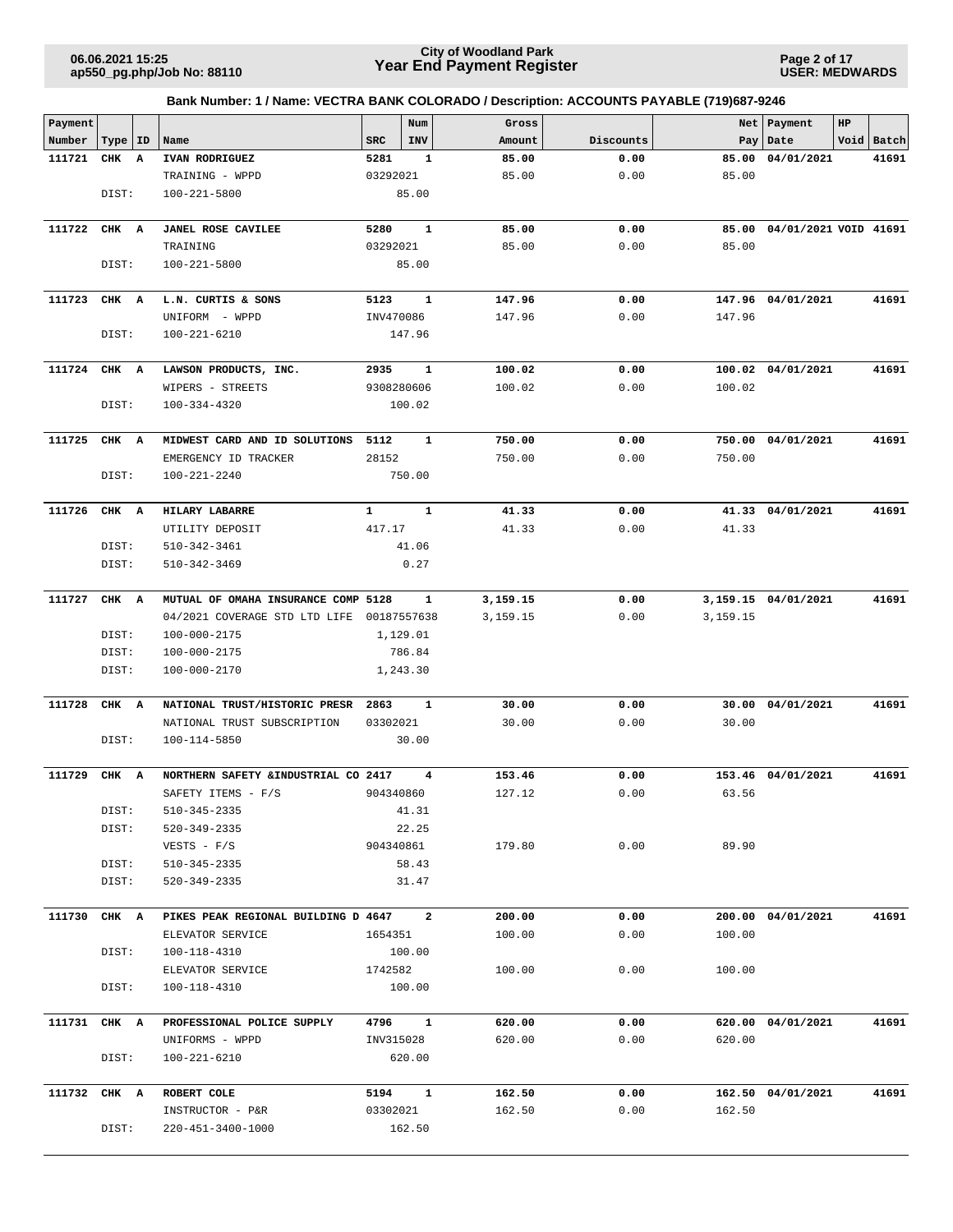**City of Woodland Park**
# Year End Payment Register

**Bank Number: 1 / Name: VECTRA BANK COLORADO / Description: ACCOUNTS PAYABLE (719)687-9246**

| Payment Number | Type | ID | Name | SRC | Num INV | Gross Amount | Discounts | Net Pay | Payment Date | HP | Void | Batch |
|---|---|---|---|---|---|---|---|---|---|---|---|---|
| **111721** | **CHK** | **A** | **IVAN RODRIGUEZ** | **5281** | **1** | **85.00** | **0.00** | **85.00** | **04/01/2021** | | | **41691** |
| | | | TRAINING - WPPD | 03292021 | | 85.00 | 0.00 | 85.00 | | | | |
| | DIST: | | 100-221-5800 | | 85.00 | | | | | | | |
| **111722** | **CHK** | **A** | **JANEL ROSE CAVILEE** | **5280** | **1** | **85.00** | **0.00** | **85.00** | **04/01/2021** | | **VOID** | **41691** |
| | | | TRAINING | 03292021 | | 85.00 | 0.00 | 85.00 | | | | |
| | DIST: | | 100-221-5800 | | 85.00 | | | | | | | |
| **111723** | **CHK** | **A** | **L.N. CURTIS & SONS** | **5123** | **1** | **147.96** | **0.00** | **147.96** | **04/01/2021** | | | **41691** |
| | | | UNIFORM - WPPD | INV470086 | | 147.96 | 0.00 | 147.96 | | | | |
| | DIST: | | 100-221-6210 | | 147.96 | | | | | | | |
| **111724** | **CHK** | **A** | **LAWSON PRODUCTS, INC.** | **2935** | **1** | **100.02** | **0.00** | **100.02** | **04/01/2021** | | | **41691** |
| | | | WIPERS - STREETS | 9308280606 | | 100.02 | 0.00 | 100.02 | | | | |
| | DIST: | | 100-334-4320 | | 100.02 | | | | | | | |
| **111725** | **CHK** | **A** | **MIDWEST CARD AND ID SOLUTIONS** | **5112** | **1** | **750.00** | **0.00** | **750.00** | **04/01/2021** | | | **41691** |
| | | | EMERGENCY ID TRACKER | 28152 | | 750.00 | 0.00 | 750.00 | | | | |
| | DIST: | | 100-221-2240 | | 750.00 | | | | | | | |
| **111726** | **CHK** | **A** | **HILARY LABARRE** | **1** | **1** | **41.33** | **0.00** | **41.33** | **04/01/2021** | | | **41691** |
| | | | UTILITY DEPOSIT | 417.17 | | 41.33 | 0.00 | 41.33 | | | | |
| | DIST: | | 510-342-3461 | | 41.06 | | | | | | | |
| | DIST: | | 510-342-3469 | | 0.27 | | | | | | | |
| **111727** | **CHK** | **A** | **MUTUAL OF OMAHA INSURANCE COMP** | **5128** | **1** | **3,159.15** | **0.00** | **3,159.15** | **04/01/2021** | | | **41691** |
| | | | 04/2021 COVERAGE STD LTD LIFE | 00187557638 | | 3,159.15 | 0.00 | 3,159.15 | | | | |
| | DIST: | | 100-000-2175 | | 1,129.01 | | | | | | | |
| | DIST: | | 100-000-2175 | | 786.84 | | | | | | | |
| | DIST: | | 100-000-2170 | | 1,243.30 | | | | | | | |
| **111728** | **CHK** | **A** | **NATIONAL TRUST/HISTORIC PRESR** | **2863** | **1** | **30.00** | **0.00** | **30.00** | **04/01/2021** | | | **41691** |
| | | | NATIONAL TRUST SUBSCRIPTION | 03302021 | | 30.00 | 0.00 | 30.00 | | | | |
| | DIST: | | 100-114-5850 | | 30.00 | | | | | | | |
| **111729** | **CHK** | **A** | **NORTHERN SAFETY &INDUSTRIAL CO** | **2417** | **4** | **153.46** | **0.00** | **153.46** | **04/01/2021** | | | **41691** |
| | | | SAFETY ITEMS - F/S | 904340860 | | 127.12 | 0.00 | 63.56 | | | | |
| | DIST: | | 510-345-2335 | | 41.31 | | | | | | | |
| | DIST: | | 520-349-2335 | | 22.25 | | | | | | | |
| | | | VESTS - F/S | 904340861 | | 179.80 | 0.00 | 89.90 | | | | |
| | DIST: | | 510-345-2335 | | 58.43 | | | | | | | |
| | DIST: | | 520-349-2335 | | 31.47 | | | | | | | |
| **111730** | **CHK** | **A** | **PIKES PEAK REGIONAL BUILDING D** | **4647** | **2** | **200.00** | **0.00** | **200.00** | **04/01/2021** | | | **41691** |
| | | | ELEVATOR SERVICE | 1654351 | | 100.00 | 0.00 | 100.00 | | | | |
| | DIST: | | 100-118-4310 | | 100.00 | | | | | | | |
| | | | ELEVATOR SERVICE | 1742582 | | 100.00 | 0.00 | 100.00 | | | | |
| | DIST: | | 100-118-4310 | | 100.00 | | | | | | | |
| **111731** | **CHK** | **A** | **PROFESSIONAL POLICE SUPPLY** | **4796** | **1** | **620.00** | **0.00** | **620.00** | **04/01/2021** | | | **41691** |
| | | | UNIFORMS - WPPD | INV315028 | | 620.00 | 0.00 | 620.00 | | | | |
| | DIST: | | 100-221-6210 | | 620.00 | | | | | | | |
| **111732** | **CHK** | **A** | **ROBERT COLE** | **5194** | **1** | **162.50** | **0.00** | **162.50** | **04/01/2021** | | | **41691** |
| | | | INSTRUCTOR - P&R | 03302021 | | 162.50 | 0.00 | 162.50 | | | | |
| | DIST: | | 220-451-3400-1000 | | 162.50 | | | | | | | |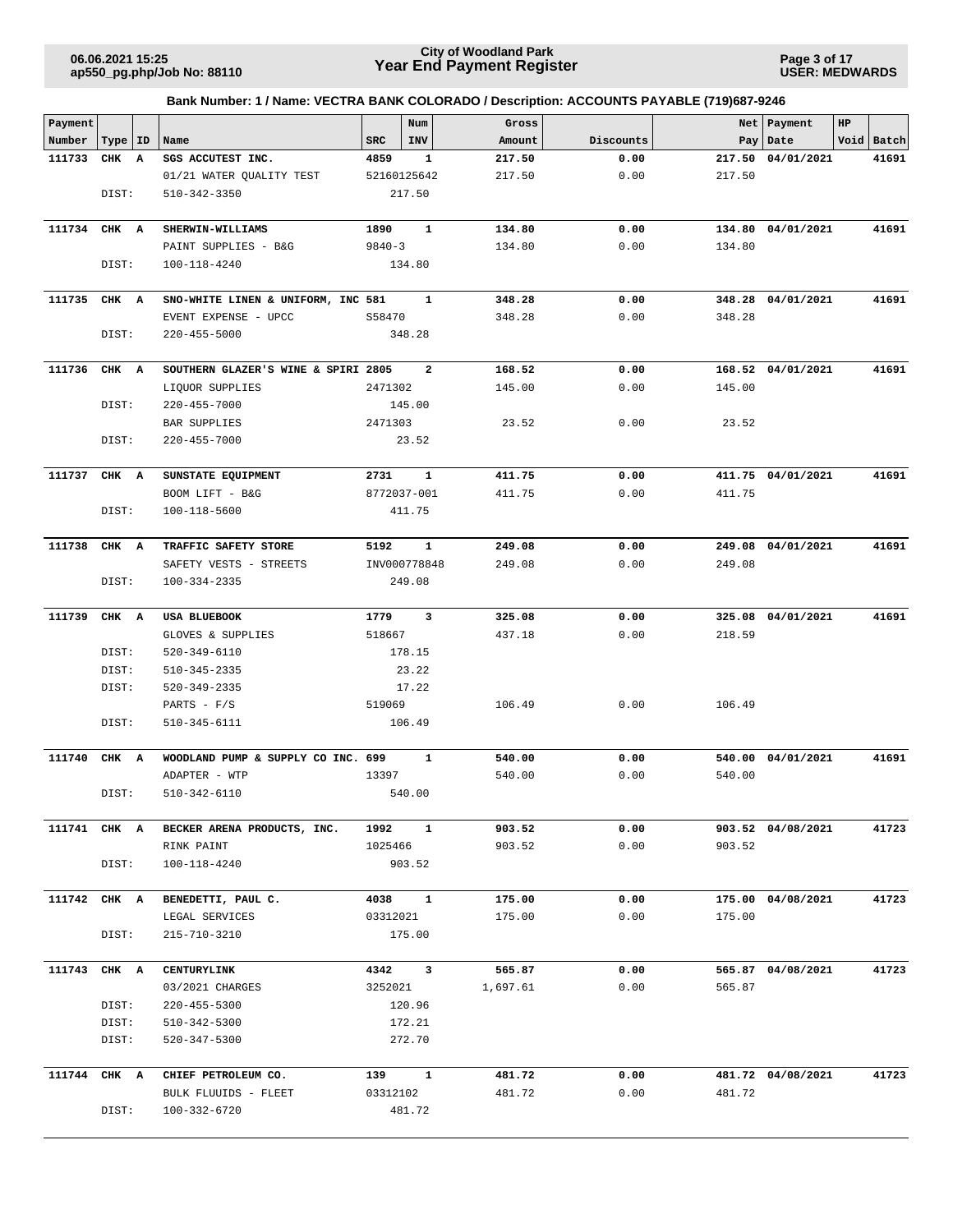**City of Woodland Park**
**Year End Payment Register**

06.06.2021 15:25
ap550_pg.php/Job No: 88110

USER: MEDWARDS

**Bank Number: 1 / Name: VECTRA BANK COLORADO / Description: ACCOUNTS PAYABLE (719)687-9246**

| Payment Number | Type | ID | Name | SRC | Num INV | Gross Amount | Discounts | Net Pay | Payment Date | HP Void | Batch |
|---|---|---|---|---|---|---|---|---|---|---|---|
| 111733 | CHK | A | SGS ACCUTEST INC. | 4859 | 1 | 217.50 | 0.00 | 217.50 | 04/01/2021 | | 41691 |
| | | | 01/21 WATER QUALITY TEST | 52160125642 | | 217.50 | 0.00 | 217.50 | | | |
| | DIST: | | 510-342-3350 | | 217.50 | | | | | | |
| 111734 | CHK | A | SHERWIN-WILLIAMS | 1890 | 1 | 134.80 | 0.00 | 134.80 | 04/01/2021 | | 41691 |
| | | | PAINT SUPPLIES - B&G | 9840-3 | | 134.80 | 0.00 | 134.80 | | | |
| | DIST: | | 100-118-4240 | | 134.80 | | | | | | |
| 111735 | CHK | A | SNO-WHITE LINEN & UNIFORM, INC | 581 | 1 | 348.28 | 0.00 | 348.28 | 04/01/2021 | | 41691 |
| | | | EVENT EXPENSE - UPCC | S58470 | | 348.28 | 0.00 | 348.28 | | | |
| | DIST: | | 220-455-5000 | | 348.28 | | | | | | |
| 111736 | CHK | A | SOUTHERN GLAZER'S WINE & SPIRI | 2805 | 2 | 168.52 | 0.00 | 168.52 | 04/01/2021 | | 41691 |
| | | | LIQUOR SUPPLIES | 2471302 | | 145.00 | 0.00 | 145.00 | | | |
| | DIST: | | 220-455-7000 | | 145.00 | | | | | | |
| | | | BAR SUPPLIES | 2471303 | | 23.52 | 0.00 | 23.52 | | | |
| | DIST: | | 220-455-7000 | | 23.52 | | | | | | |
| 111737 | CHK | A | SUNSTATE EQUIPMENT | 2731 | 1 | 411.75 | 0.00 | 411.75 | 04/01/2021 | | 41691 |
| | | | BOOM LIFT - B&G | 8772037-001 | | 411.75 | 0.00 | 411.75 | | | |
| | DIST: | | 100-118-5600 | | 411.75 | | | | | | |
| 111738 | CHK | A | TRAFFIC SAFETY STORE | 5192 | 1 | 249.08 | 0.00 | 249.08 | 04/01/2021 | | 41691 |
| | | | SAFETY VESTS - STREETS | INV000778848 | | 249.08 | 0.00 | 249.08 | | | |
| | DIST: | | 100-334-2335 | | 249.08 | | | | | | |
| 111739 | CHK | A | USA BLUEBOOK | 1779 | 3 | 325.08 | 0.00 | 325.08 | 04/01/2021 | | 41691 |
| | | | GLOVES & SUPPLIES | 518667 | | 437.18 | 0.00 | 218.59 | | | |
| | DIST: | | 520-349-6110 | | 178.15 | | | | | | |
| | DIST: | | 510-345-2335 | | 23.22 | | | | | | |
| | DIST: | | 520-349-2335 | | 17.22 | | | | | | |
| | | | PARTS - F/S | 519069 | | 106.49 | 0.00 | 106.49 | | | |
| | DIST: | | 510-345-6111 | | 106.49 | | | | | | |
| 111740 | CHK | A | WOODLAND PUMP & SUPPLY CO INC. | 699 | 1 | 540.00 | 0.00 | 540.00 | 04/01/2021 | | 41691 |
| | | | ADAPTER - WTP | 13397 | | 540.00 | 0.00 | 540.00 | | | |
| | DIST: | | 510-342-6110 | | 540.00 | | | | | | |
| 111741 | CHK | A | BECKER ARENA PRODUCTS, INC. | 1992 | 1 | 903.52 | 0.00 | 903.52 | 04/08/2021 | | 41723 |
| | | | RINK PAINT | 1025466 | | 903.52 | 0.00 | 903.52 | | | |
| | DIST: | | 100-118-4240 | | 903.52 | | | | | | |
| 111742 | CHK | A | BENEDETTI, PAUL C. | 4038 | 1 | 175.00 | 0.00 | 175.00 | 04/08/2021 | | 41723 |
| | | | LEGAL SERVICES | 03312021 | | 175.00 | 0.00 | 175.00 | | | |
| | DIST: | | 215-710-3210 | | 175.00 | | | | | | |
| 111743 | CHK | A | CENTURYLINK | 4342 | 3 | 565.87 | 0.00 | 565.87 | 04/08/2021 | | 41723 |
| | | | 03/2021 CHARGES | 3252021 | | 1,697.61 | 0.00 | 565.87 | | | |
| | DIST: | | 220-455-5300 | | 120.96 | | | | | | |
| | DIST: | | 510-342-5300 | | 172.21 | | | | | | |
| | DIST: | | 520-347-5300 | | 272.70 | | | | | | |
| 111744 | CHK | A | CHIEF PETROLEUM CO. | 139 | 1 | 481.72 | 0.00 | 481.72 | 04/08/2021 | | 41723 |
| | | | BULK FLUUIDS - FLEET | 03312102 | | 481.72 | 0.00 | 481.72 | | | |
| | DIST: | | 100-332-6720 | | 481.72 | | | | | | |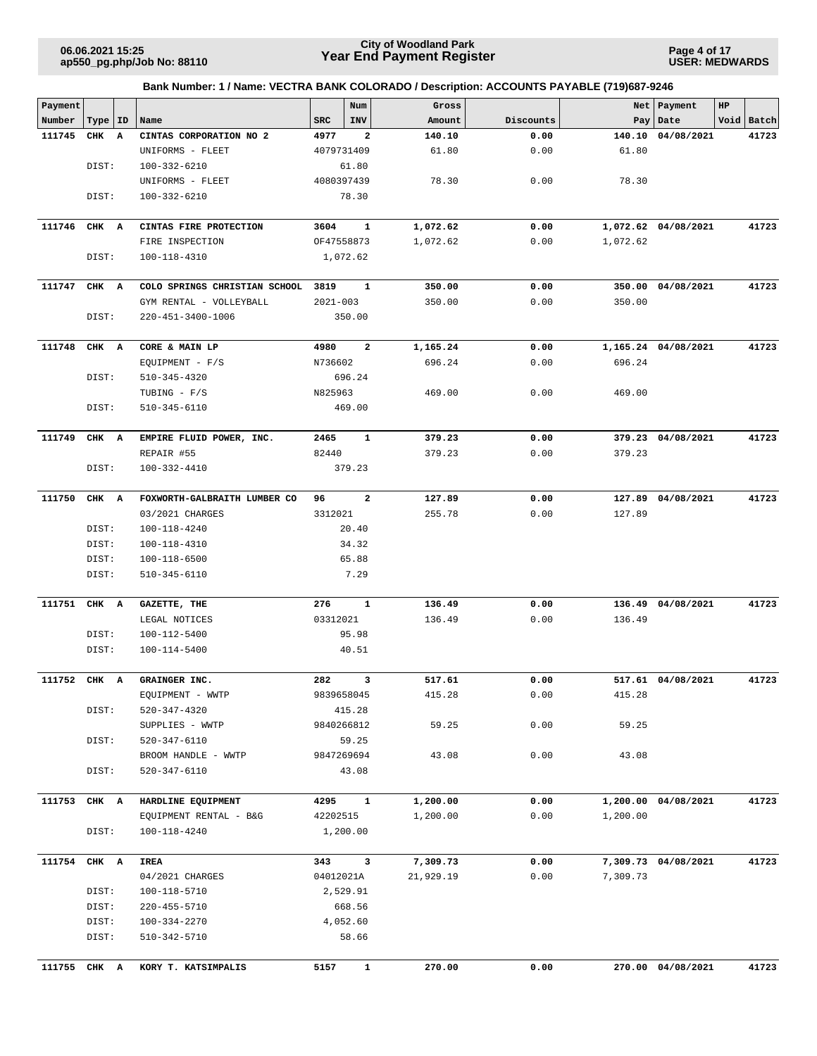**City of Woodland Park**
**Year End Payment Register**

06.06.2021 15:25
ap550_pg.php/Job No: 88110

USER: MEDWARDS

### Bank Number: 1 / Name: VECTRA BANK COLORADO / Description: ACCOUNTS PAYABLE (719)687-9246

| Payment Number | Type | ID | Name | SRC | Num INV | Gross Amount | Discounts | Net Pay | Payment Date | HP Void | Batch |
|---|---|---|---|---|---|---|---|---|---|---|---|
| 111745 | CHK | A | CINTAS CORPORATION NO 2 | 4977 | 2 | 140.10 | 0.00 | 140.10 | 04/08/2021 | | 41723 |
| | | | UNIFORMS - FLEET | 4079731409 | | 61.80 | 0.00 | 61.80 | | | |
| | DIST: | | 100-332-6210 | | 61.80 | | | | | | |
| | | | UNIFORMS - FLEET | 4080397439 | | 78.30 | 0.00 | 78.30 | | | |
| | DIST: | | 100-332-6210 | | 78.30 | | | | | | |
| 111746 | CHK | A | CINTAS FIRE PROTECTION | 3604 | 1 | 1,072.62 | 0.00 | 1,072.62 | 04/08/2021 | | 41723 |
| | | | FIRE INSPECTION | OF47558873 | | 1,072.62 | 0.00 | 1,072.62 | | | |
| | DIST: | | 100-118-4310 | | 1,072.62 | | | | | | |
| 111747 | CHK | A | COLO SPRINGS CHRISTIAN SCHOOL | 3819 | 1 | 350.00 | 0.00 | 350.00 | 04/08/2021 | | 41723 |
| | | | GYM RENTAL - VOLLEYBALL | 2021-003 | | 350.00 | 0.00 | 350.00 | | | |
| | DIST: | | 220-451-3400-1006 | | 350.00 | | | | | | |
| 111748 | CHK | A | CORE & MAIN LP | 4980 | 2 | 1,165.24 | 0.00 | 1,165.24 | 04/08/2021 | | 41723 |
| | | | EQUIPMENT - F/S | N736602 | | 696.24 | 0.00 | 696.24 | | | |
| | DIST: | | 510-345-4320 | | 696.24 | | | | | | |
| | | | TUBING - F/S | N825963 | | 469.00 | 0.00 | 469.00 | | | |
| | DIST: | | 510-345-6110 | | 469.00 | | | | | | |
| 111749 | CHK | A | EMPIRE FLUID POWER, INC. | 2465 | 1 | 379.23 | 0.00 | 379.23 | 04/08/2021 | | 41723 |
| | | | REPAIR #55 | 82440 | | 379.23 | 0.00 | 379.23 | | | |
| | DIST: | | 100-332-4410 | | 379.23 | | | | | | |
| 111750 | CHK | A | FOXWORTH-GALBRAITH LUMBER CO | 96 | 2 | 127.89 | 0.00 | 127.89 | 04/08/2021 | | 41723 |
| | | | 03/2021 CHARGES | 3312021 | | 255.78 | 0.00 | 127.89 | | | |
| | DIST: | | 100-118-4240 | | 20.40 | | | | | | |
| | DIST: | | 100-118-4310 | | 34.32 | | | | | | |
| | DIST: | | 100-118-6500 | | 65.88 | | | | | | |
| | DIST: | | 510-345-6110 | | 7.29 | | | | | | |
| 111751 | CHK | A | GAZETTE, THE | 276 | 1 | 136.49 | 0.00 | 136.49 | 04/08/2021 | | 41723 |
| | | | LEGAL NOTICES | 03312021 | | 136.49 | 0.00 | 136.49 | | | |
| | DIST: | | 100-112-5400 | | 95.98 | | | | | | |
| | DIST: | | 100-114-5400 | | 40.51 | | | | | | |
| 111752 | CHK | A | GRAINGER INC. | 282 | 3 | 517.61 | 0.00 | 517.61 | 04/08/2021 | | 41723 |
| | | | EQUIPMENT - WWTP | 9839658045 | | 415.28 | 0.00 | 415.28 | | | |
| | DIST: | | 520-347-4320 | | 415.28 | | | | | | |
| | | | SUPPLIES - WWTP | 9840266812 | | 59.25 | 0.00 | 59.25 | | | |
| | DIST: | | 520-347-6110 | | 59.25 | | | | | | |
| | | | BROOM HANDLE - WWTP | 9847269694 | | 43.08 | 0.00 | 43.08 | | | |
| | DIST: | | 520-347-6110 | | 43.08 | | | | | | |
| 111753 | CHK | A | HARDLINE EQUIPMENT | 4295 | 1 | 1,200.00 | 0.00 | 1,200.00 | 04/08/2021 | | 41723 |
| | | | EQUIPMENT RENTAL - B&G | 42202515 | | 1,200.00 | 0.00 | 1,200.00 | | | |
| | DIST: | | 100-118-4240 | | 1,200.00 | | | | | | |
| 111754 | CHK | A | IREA | 343 | 3 | 7,309.73 | 0.00 | 7,309.73 | 04/08/2021 | | 41723 |
| | | | 04/2021 CHARGES | 04012021A | | 21,929.19 | 0.00 | 7,309.73 | | | |
| | DIST: | | 100-118-5710 | | 2,529.91 | | | | | | |
| | DIST: | | 220-455-5710 | | 668.56 | | | | | | |
| | DIST: | | 100-334-2270 | | 4,052.60 | | | | | | |
| | DIST: | | 510-342-5710 | | 58.66 | | | | | | |
| 111755 | CHK | A | KORY T. KATSIMPALIS | 5157 | 1 | 270.00 | 0.00 | 270.00 | 04/08/2021 | | 41723 |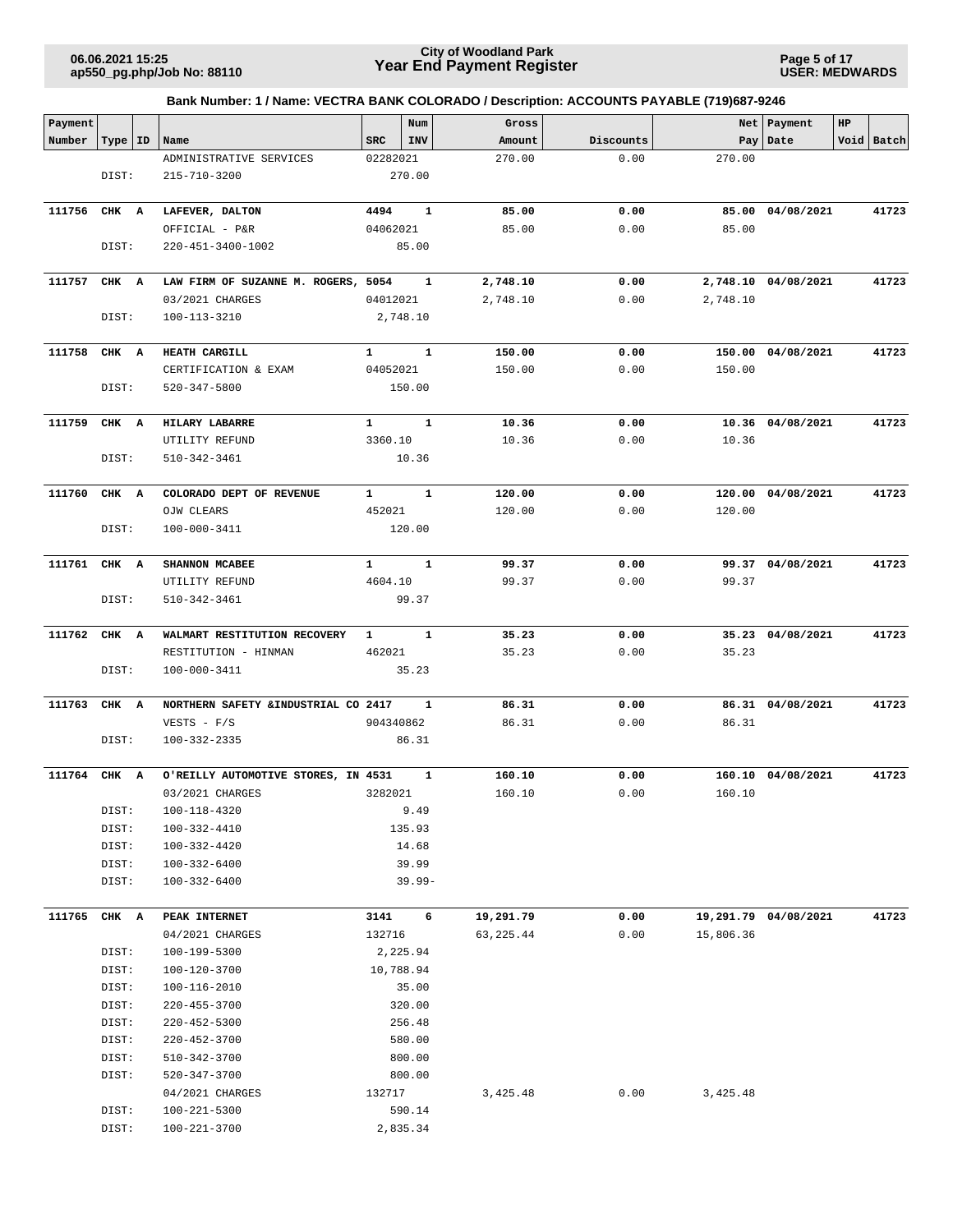**Bank Number: 1 / Name: VECTRA BANK COLORADO / Description: ACCOUNTS PAYABLE (719)687-9246**

| Payment Number | Type | ID | Name | SRC | Num INV | Gross Amount | Discounts | Net Pay | Payment Date | HP Void | Batch |
|---|---|---|---|---|---|---|---|---|---|---|---|
| | | | ADMINISTRATIVE SERVICES | 02282021 | | 270.00 | 0.00 | 270.00 | | | |
| | DIST: | | 215-710-3200 | | 270.00 | | | | | | |
| **111756** | **CHK** | **A** | **LAFEVER, DALTON** | **4494** | **1** | **85.00** | **0.00** | **85.00** | **04/08/2021** | | **41723** |
| | | | OFFICIAL - P&R | 04062021 | | 85.00 | 0.00 | 85.00 | | | |
| | DIST: | | 220-451-3400-1002 | | 85.00 | | | | | | |
| **111757** | **CHK** | **A** | **LAW FIRM OF SUZANNE M. ROGERS,** | **5054** | **1** | **2,748.10** | **0.00** | **2,748.10** | **04/08/2021** | | **41723** |
| | | | 03/2021 CHARGES | 04012021 | | 2,748.10 | 0.00 | 2,748.10 | | | |
| | DIST: | | 100-113-3210 | | 2,748.10 | | | | | | |
| **111758** | **CHK** | **A** | **HEATH CARGILL** | **1** | **1** | **150.00** | **0.00** | **150.00** | **04/08/2021** | | **41723** |
| | | | CERTIFICATION & EXAM | 04052021 | | 150.00 | 0.00 | 150.00 | | | |
| | DIST: | | 520-347-5800 | | 150.00 | | | | | | |
| **111759** | **CHK** | **A** | **HILARY LABARRE** | **1** | **1** | **10.36** | **0.00** | **10.36** | **04/08/2021** | | **41723** |
| | | | UTILITY REFUND | 3360.10 | | 10.36 | 0.00 | 10.36 | | | |
| | DIST: | | 510-342-3461 | | 10.36 | | | | | | |
| **111760** | **CHK** | **A** | **COLORADO DEPT OF REVENUE** | **1** | **1** | **120.00** | **0.00** | **120.00** | **04/08/2021** | | **41723** |
| | | | OJW CLEARS | 452021 | | 120.00 | 0.00 | 120.00 | | | |
| | DIST: | | 100-000-3411 | | 120.00 | | | | | | |
| **111761** | **CHK** | **A** | **SHANNON MCABEE** | **1** | **1** | **99.37** | **0.00** | **99.37** | **04/08/2021** | | **41723** |
| | | | UTILITY REFUND | 4604.10 | | 99.37 | 0.00 | 99.37 | | | |
| | DIST: | | 510-342-3461 | | 99.37 | | | | | | |
| **111762** | **CHK** | **A** | **WALMART RESTITUTION RECOVERY** | **1** | **1** | **35.23** | **0.00** | **35.23** | **04/08/2021** | | **41723** |
| | | | RESTITUTION - HINMAN | 462021 | | 35.23 | 0.00 | 35.23 | | | |
| | DIST: | | 100-000-3411 | | 35.23 | | | | | | |
| **111763** | **CHK** | **A** | **NORTHERN SAFETY &INDUSTRIAL CO** | **2417** | **1** | **86.31** | **0.00** | **86.31** | **04/08/2021** | | **41723** |
| | | | VESTS - F/S | 904340862 | | 86.31 | 0.00 | 86.31 | | | |
| | DIST: | | 100-332-2335 | | 86.31 | | | | | | |
| **111764** | **CHK** | **A** | **O'REILLY AUTOMOTIVE STORES, IN** | **4531** | **1** | **160.10** | **0.00** | **160.10** | **04/08/2021** | | **41723** |
| | | | 03/2021 CHARGES | 3282021 | | 160.10 | 0.00 | 160.10 | | | |
| | DIST: | | 100-118-4320 | | 9.49 | | | | | | |
| | DIST: | | 100-332-4410 | | 135.93 | | | | | | |
| | DIST: | | 100-332-4420 | | 14.68 | | | | | | |
| | DIST: | | 100-332-6400 | | 39.99 | | | | | | |
| | DIST: | | 100-332-6400 | | 39.99- | | | | | | |
| **111765** | **CHK** | **A** | **PEAK INTERNET** | **3141** | **6** | **19,291.79** | **0.00** | **19,291.79** | **04/08/2021** | | **41723** |
| | | | 04/2021 CHARGES | 132716 | | 63,225.44 | 0.00 | 15,806.36 | | | |
| | DIST: | | 100-199-5300 | | 2,225.94 | | | | | | |
| | DIST: | | 100-120-3700 | | 10,788.94 | | | | | | |
| | DIST: | | 100-116-2010 | | 35.00 | | | | | | |
| | DIST: | | 220-455-3700 | | 320.00 | | | | | | |
| | DIST: | | 220-452-5300 | | 256.48 | | | | | | |
| | DIST: | | 220-452-3700 | | 580.00 | | | | | | |
| | DIST: | | 510-342-3700 | | 800.00 | | | | | | |
| | DIST: | | 520-347-3700 | | 800.00 | | | | | | |
| | | | 04/2021 CHARGES | 132717 | | 3,425.48 | 0.00 | 3,425.48 | | | |
| | DIST: | | 100-221-5300 | | 590.14 | | | | | | |
| | DIST: | | 100-221-3700 | | 2,835.34 | | | | | | |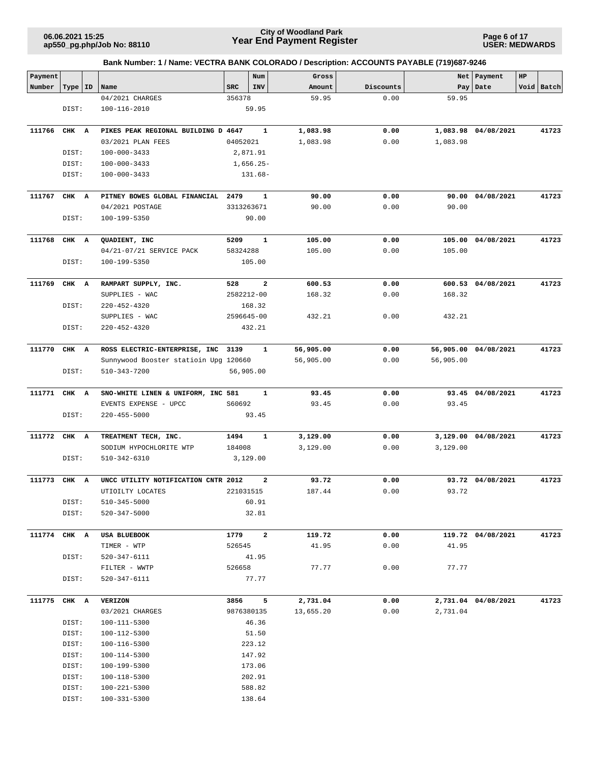**City of Woodland Park**
**Year End Payment Register**

**Bank Number: 1 / Name: VECTRA BANK COLORADO / Description: ACCOUNTS PAYABLE (719)687-9246**

| Payment Number | Type | ID | Name | SRC | Num INV | Gross Amount | Discounts | Net Pay | Payment Date | HP Void | Batch |
|---|---|---|---|---|---|---|---|---|---|---|---|
| | | | 04/2021 CHARGES | 356378 | | 59.95 | 0.00 | 59.95 | | | |
| | DIST: | | 100-116-2010 | | 59.95 | | | | | | |
| **111766** | **CHK** | **A** | **PIKES PEAK REGIONAL BUILDING D** | **4647** | **1** | **1,083.98** | **0.00** | **1,083.98** | **04/08/2021** | | **41723** |
| | | | 03/2021 PLAN FEES | 04052021 | | 1,083.98 | 0.00 | 1,083.98 | | | |
| | DIST: | | 100-000-3433 | | 2,871.91 | | | | | | |
| | DIST: | | 100-000-3433 | | 1,656.25- | | | | | | |
| | DIST: | | 100-000-3433 | | 131.68- | | | | | | |
| **111767** | **CHK** | **A** | **PITNEY BOWES GLOBAL FINANCIAL** | **2479** | **1** | **90.00** | **0.00** | **90.00** | **04/08/2021** | | **41723** |
| | | | 04/2021 POSTAGE | 3313263671 | | 90.00 | 0.00 | 90.00 | | | |
| | DIST: | | 100-199-5350 | | 90.00 | | | | | | |
| **111768** | **CHK** | **A** | **QUADIENT, INC** | **5209** | **1** | **105.00** | **0.00** | **105.00** | **04/08/2021** | | **41723** |
| | | | 04/21-07/21 SERVICE PACK | 58324288 | | 105.00 | 0.00 | 105.00 | | | |
| | DIST: | | 100-199-5350 | | 105.00 | | | | | | |
| **111769** | **CHK** | **A** | **RAMPART SUPPLY, INC.** | **528** | **2** | **600.53** | **0.00** | **600.53** | **04/08/2021** | | **41723** |
| | | | SUPPLIES - WAC | 2582212-00 | | 168.32 | 0.00 | 168.32 | | | |
| | DIST: | | 220-452-4320 | | 168.32 | | | | | | |
| | | | SUPPLIES - WAC | 2596645-00 | | 432.21 | 0.00 | 432.21 | | | |
| | DIST: | | 220-452-4320 | | 432.21 | | | | | | |
| **111770** | **CHK** | **A** | **ROSS ELECTRIC-ENTERPRISE, INC** | **3139** | **1** | **56,905.00** | **0.00** | **56,905.00** | **04/08/2021** | | **41723** |
| | | | Sunnywood Booster statioin Upg | 120660 | | 56,905.00 | 0.00 | 56,905.00 | | | |
| | DIST: | | 510-343-7200 | | 56,905.00 | | | | | | |
| **111771** | **CHK** | **A** | **SNO-WHITE LINEN & UNIFORM, INC** | **581** | **1** | **93.45** | **0.00** | **93.45** | **04/08/2021** | | **41723** |
| | | | EVENTS EXPENSE - UPCC | S60692 | | 93.45 | 0.00 | 93.45 | | | |
| | DIST: | | 220-455-5000 | | 93.45 | | | | | | |
| **111772** | **CHK** | **A** | **TREATMENT TECH, INC.** | **1494** | **1** | **3,129.00** | **0.00** | **3,129.00** | **04/08/2021** | | **41723** |
| | | | SODIUM HYPOCHLORITE WTP | 184008 | | 3,129.00 | 0.00 | 3,129.00 | | | |
| | DIST: | | 510-342-6310 | | 3,129.00 | | | | | | |
| **111773** | **CHK** | **A** | **UNCC UTILITY NOTIFICATION CNTR** | **2012** | **2** | **93.72** | **0.00** | **93.72** | **04/08/2021** | | **41723** |
| | | | UTIOILTY LOCATES | 221031515 | | 187.44 | 0.00 | 93.72 | | | |
| | DIST: | | 510-345-5000 | | 60.91 | | | | | | |
| | DIST: | | 520-347-5000 | | 32.81 | | | | | | |
| **111774** | **CHK** | **A** | **USA BLUEBOOK** | **1779** | **2** | **119.72** | **0.00** | **119.72** | **04/08/2021** | | **41723** |
| | | | TIMER - WTP | 526545 | | 41.95 | 0.00 | 41.95 | | | |
| | DIST: | | 520-347-6111 | | 41.95 | | | | | | |
| | | | FILTER - WWTP | 526658 | | 77.77 | 0.00 | 77.77 | | | |
| | DIST: | | 520-347-6111 | | 77.77 | | | | | | |
| **111775** | **CHK** | **A** | **VERIZON** | **3856** | **5** | **2,731.04** | **0.00** | **2,731.04** | **04/08/2021** | | **41723** |
| | | | 03/2021 CHARGES | 9876380135 | | 13,655.20 | 0.00 | 2,731.04 | | | |
| | DIST: | | 100-111-5300 | | 46.36 | | | | | | |
| | DIST: | | 100-112-5300 | | 51.50 | | | | | | |
| | DIST: | | 100-116-5300 | | 223.12 | | | | | | |
| | DIST: | | 100-114-5300 | | 147.92 | | | | | | |
| | DIST: | | 100-199-5300 | | 173.06 | | | | | | |
| | DIST: | | 100-118-5300 | | 202.91 | | | | | | |
| | DIST: | | 100-221-5300 | | 588.82 | | | | | | |
| | DIST: | | 100-331-5300 | | 138.64 | | | | | | |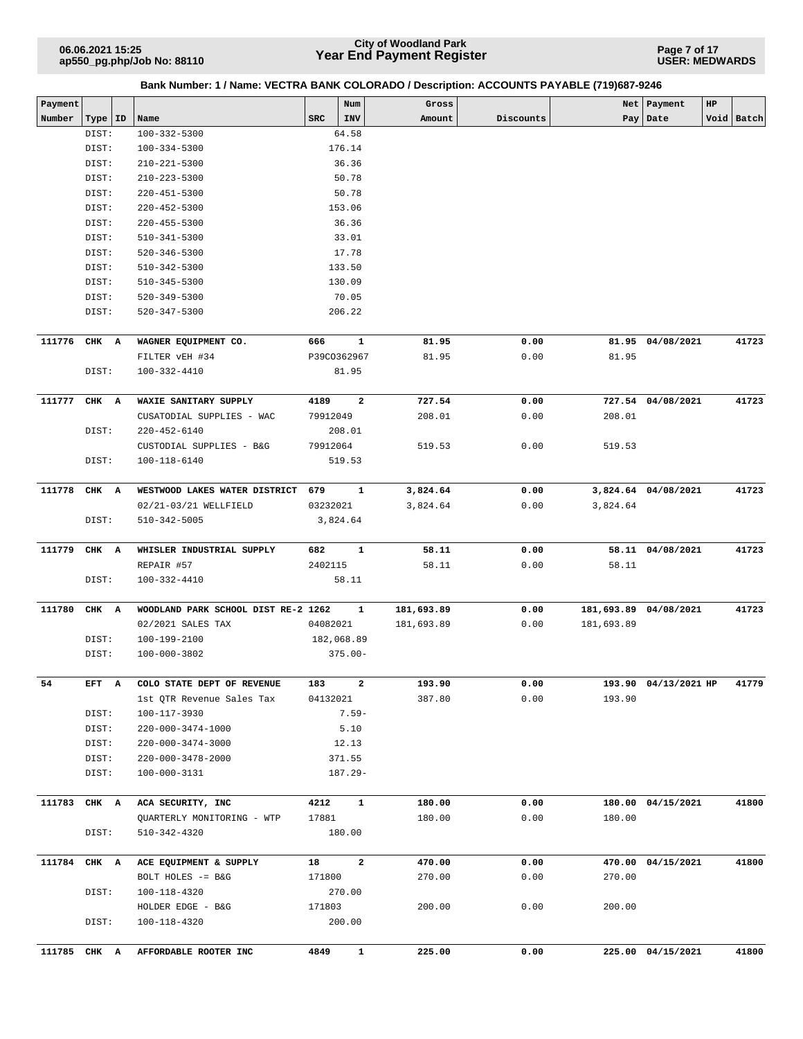**Bank Number: 1 / Name: VECTRA BANK COLORADO / Description: ACCOUNTS PAYABLE (719)687-9246**

| Payment Number | Type | ID | Name | SRC | Num INV | Gross Amount | Discounts | Net Pay | Payment Date | HP Void | Batch |
|---|---|---|---|---|---|---|---|---|---|---|---|
| | DIST: | | 100-332-5300 | | 64.58 | | | | | | |
| | DIST: | | 100-334-5300 | | 176.14 | | | | | | |
| | DIST: | | 210-221-5300 | | 36.36 | | | | | | |
| | DIST: | | 210-223-5300 | | 50.78 | | | | | | |
| | DIST: | | 220-451-5300 | | 50.78 | | | | | | |
| | DIST: | | 220-452-5300 | | 153.06 | | | | | | |
| | DIST: | | 220-455-5300 | | 36.36 | | | | | | |
| | DIST: | | 510-341-5300 | | 33.01 | | | | | | |
| | DIST: | | 520-346-5300 | | 17.78 | | | | | | |
| | DIST: | | 510-342-5300 | | 133.50 | | | | | | |
| | DIST: | | 510-345-5300 | | 130.09 | | | | | | |
| | DIST: | | 520-349-5300 | | 70.05 | | | | | | |
| | DIST: | | 520-347-5300 | | 206.22 | | | | | | |
| **111776** | **CHK** | **A** | **WAGNER EQUIPMENT CO.** | **666** | **1** | **81.95** | **0.00** | **81.95** | **04/08/2021** | | **41723** |
| | | | FILTER vEH #34 | P39CO362967 | | 81.95 | 0.00 | 81.95 | | | |
| | DIST: | | 100-332-4410 | | 81.95 | | | | | | |
| **111777** | **CHK** | **A** | **WAXIE SANITARY SUPPLY** | **4189** | **2** | **727.54** | **0.00** | **727.54** | **04/08/2021** | | **41723** |
| | | | CUSATODIAL SUPPLIES - WAC | 79912049 | | 208.01 | 0.00 | 208.01 | | | |
| | DIST: | | 220-452-6140 | | 208.01 | | | | | | |
| | | | CUSTODIAL SUPPLIES - B&G | 79912064 | | 519.53 | 0.00 | 519.53 | | | |
| | DIST: | | 100-118-6140 | | 519.53 | | | | | | |
| **111778** | **CHK** | **A** | **WESTWOOD LAKES WATER DISTRICT** | **679** | **1** | **3,824.64** | **0.00** | **3,824.64** | **04/08/2021** | | **41723** |
| | | | 02/21-03/21 WELLFIELD | 03232021 | | 3,824.64 | 0.00 | 3,824.64 | | | |
| | DIST: | | 510-342-5005 | | 3,824.64 | | | | | | |
| **111779** | **CHK** | **A** | **WHISLER INDUSTRIAL SUPPLY** | **682** | **1** | **58.11** | **0.00** | **58.11** | **04/08/2021** | | **41723** |
| | | | REPAIR #57 | 2402115 | | 58.11 | 0.00 | 58.11 | | | |
| | DIST: | | 100-332-4410 | | 58.11 | | | | | | |
| **111780** | **CHK** | **A** | **WOODLAND PARK SCHOOL DIST RE-2** | **1262** | **1** | **181,693.89** | **0.00** | **181,693.89** | **04/08/2021** | | **41723** |
| | | | 02/2021 SALES TAX | 04082021 | | 181,693.89 | 0.00 | 181,693.89 | | | |
| | DIST: | | 100-199-2100 | | 182,068.89 | | | | | | |
| | DIST: | | 100-000-3802 | | 375.00- | | | | | | |
| **54** | **EFT** | **A** | **COLO STATE DEPT OF REVENUE** | **183** | **2** | **193.90** | **0.00** | **193.90** | **04/13/2021** | **HP** | **41779** |
| | | | 1st QTR Revenue Sales Tax | 04132021 | | 387.80 | 0.00 | 193.90 | | | |
| | DIST: | | 100-117-3930 | | 7.59- | | | | | | |
| | DIST: | | 220-000-3474-1000 | | 5.10 | | | | | | |
| | DIST: | | 220-000-3474-3000 | | 12.13 | | | | | | |
| | DIST: | | 220-000-3478-2000 | | 371.55 | | | | | | |
| | DIST: | | 100-000-3131 | | 187.29- | | | | | | |
| **111783** | **CHK** | **A** | **ACA SECURITY, INC** | **4212** | **1** | **180.00** | **0.00** | **180.00** | **04/15/2021** | | **41800** |
| | | | QUARTERLY MONITORING - WTP | 17881 | | 180.00 | 0.00 | 180.00 | | | |
| | DIST: | | 510-342-4320 | | 180.00 | | | | | | |
| **111784** | **CHK** | **A** | **ACE EQUIPMENT & SUPPLY** | **18** | **2** | **470.00** | **0.00** | **470.00** | **04/15/2021** | | **41800** |
| | | | BOLT HOLES -= B&G | 171800 | | 270.00 | 0.00 | 270.00 | | | |
| | DIST: | | 100-118-4320 | | 270.00 | | | | | | |
| | | | HOLDER EDGE - B&G | 171803 | | 200.00 | 0.00 | 200.00 | | | |
| | DIST: | | 100-118-4320 | | 200.00 | | | | | | |
| **111785** | **CHK** | **A** | **AFFORDABLE ROOTER INC** | **4849** | **1** | **225.00** | **0.00** | **225.00** | **04/15/2021** | | **41800** |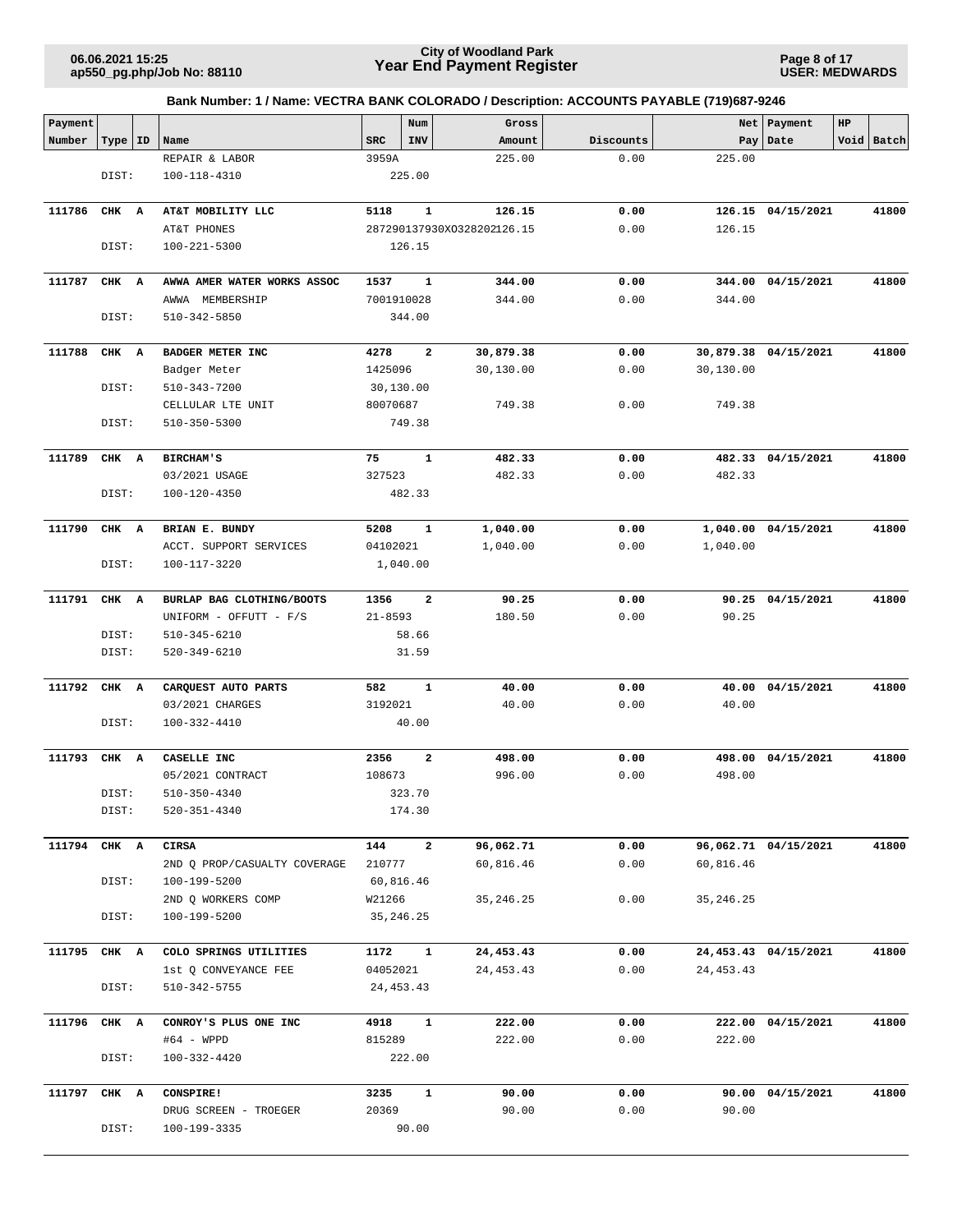**Bank Number: 1 / Name: VECTRA BANK COLORADO / Description: ACCOUNTS PAYABLE (719)687-9246**

| Payment Number | Type | ID | Name | SRC | Num INV | Gross Amount | Discounts | Net Pay | Payment Date | HP Void | Batch |
|---|---|---|---|---|---|---|---|---|---|---|---|
| | | | REPAIR & LABOR | 3959A | | 225.00 | 0.00 | 225.00 | | | |
| | DIST: | | 100-118-4310 | | 225.00 | | | | | | |
| **111786** | **CHK** | **A** | **AT&T MOBILITY LLC** | **5118** | **1** | **126.15** | **0.00** | **126.15** | **04/15/2021** | | **41800** |
| | | | AT&T PHONES | 287290137930XO328202 | | 126.15 | 0.00 | 126.15 | | | |
| | DIST: | | 100-221-5300 | | 126.15 | | | | | | |
| **111787** | **CHK** | **A** | **AWWA AMER WATER WORKS ASSOC** | **1537** | **1** | **344.00** | **0.00** | **344.00** | **04/15/2021** | | **41800** |
| | | | AWWA MEMBERSHIP | 7001910028 | | 344.00 | 0.00 | 344.00 | | | |
| | DIST: | | 510-342-5850 | | 344.00 | | | | | | |
| **111788** | **CHK** | **A** | **BADGER METER INC** | **4278** | **2** | **30,879.38** | **0.00** | **30,879.38** | **04/15/2021** | | **41800** |
| | | | Badger Meter | 1425096 | | 30,130.00 | 0.00 | 30,130.00 | | | |
| | DIST: | | 510-343-7200 | | 30,130.00 | | | | | | |
| | | | CELLULAR LTE UNIT | 80070687 | | 749.38 | 0.00 | 749.38 | | | |
| | DIST: | | 510-350-5300 | | 749.38 | | | | | | |
| **111789** | **CHK** | **A** | **BIRCHAM'S** | **75** | **1** | **482.33** | **0.00** | **482.33** | **04/15/2021** | | **41800** |
| | | | 03/2021 USAGE | 327523 | | 482.33 | 0.00 | 482.33 | | | |
| | DIST: | | 100-120-4350 | | 482.33 | | | | | | |
| **111790** | **CHK** | **A** | **BRIAN E. BUNDY** | **5208** | **1** | **1,040.00** | **0.00** | **1,040.00** | **04/15/2021** | | **41800** |
| | | | ACCT. SUPPORT SERVICES | 04102021 | | 1,040.00 | 0.00 | 1,040.00 | | | |
| | DIST: | | 100-117-3220 | | 1,040.00 | | | | | | |
| **111791** | **CHK** | **A** | **BURLAP BAG CLOTHING/BOOTS** | **1356** | **2** | **90.25** | **0.00** | **90.25** | **04/15/2021** | | **41800** |
| | | | UNIFORM - OFFUTT - F/S | 21-8593 | | 180.50 | 0.00 | 90.25 | | | |
| | DIST: | | 510-345-6210 | | 58.66 | | | | | | |
| | DIST: | | 520-349-6210 | | 31.59 | | | | | | |
| **111792** | **CHK** | **A** | **CARQUEST AUTO PARTS** | **582** | **1** | **40.00** | **0.00** | **40.00** | **04/15/2021** | | **41800** |
| | | | 03/2021 CHARGES | 3192021 | | 40.00 | 0.00 | 40.00 | | | |
| | DIST: | | 100-332-4410 | | 40.00 | | | | | | |
| **111793** | **CHK** | **A** | **CASELLE INC** | **2356** | **2** | **498.00** | **0.00** | **498.00** | **04/15/2021** | | **41800** |
| | | | 05/2021 CONTRACT | 108673 | | 996.00 | 0.00 | 498.00 | | | |
| | DIST: | | 510-350-4340 | | 323.70 | | | | | | |
| | DIST: | | 520-351-4340 | | 174.30 | | | | | | |
| **111794** | **CHK** | **A** | **CIRSA** | **144** | **2** | **96,062.71** | **0.00** | **96,062.71** | **04/15/2021** | | **41800** |
| | | | 2ND Q PROP/CASUALTY COVERAGE | 210777 | | 60,816.46 | 0.00 | 60,816.46 | | | |
| | DIST: | | 100-199-5200 | | 60,816.46 | | | | | | |
| | | | 2ND Q WORKERS COMP | W21266 | | 35,246.25 | 0.00 | 35,246.25 | | | |
| | DIST: | | 100-199-5200 | | 35,246.25 | | | | | | |
| **111795** | **CHK** | **A** | **COLO SPRINGS UTILITIES** | **1172** | **1** | **24,453.43** | **0.00** | **24,453.43** | **04/15/2021** | | **41800** |
| | | | 1st Q CONVEYANCE FEE | 04052021 | | 24,453.43 | 0.00 | 24,453.43 | | | |
| | DIST: | | 510-342-5755 | | 24,453.43 | | | | | | |
| **111796** | **CHK** | **A** | **CONROY'S PLUS ONE INC** | **4918** | **1** | **222.00** | **0.00** | **222.00** | **04/15/2021** | | **41800** |
| | | | #64 - WPPD | 815289 | | 222.00 | 0.00 | 222.00 | | | |
| | DIST: | | 100-332-4420 | | 222.00 | | | | | | |
| **111797** | **CHK** | **A** | **CONSPIRE!** | **3235** | **1** | **90.00** | **0.00** | **90.00** | **04/15/2021** | | **41800** |
| | | | DRUG SCREEN - TROEGER | 20369 | | 90.00 | 0.00 | 90.00 | | | |
| | DIST: | | 100-199-3335 | | 90.00 | | | | | | |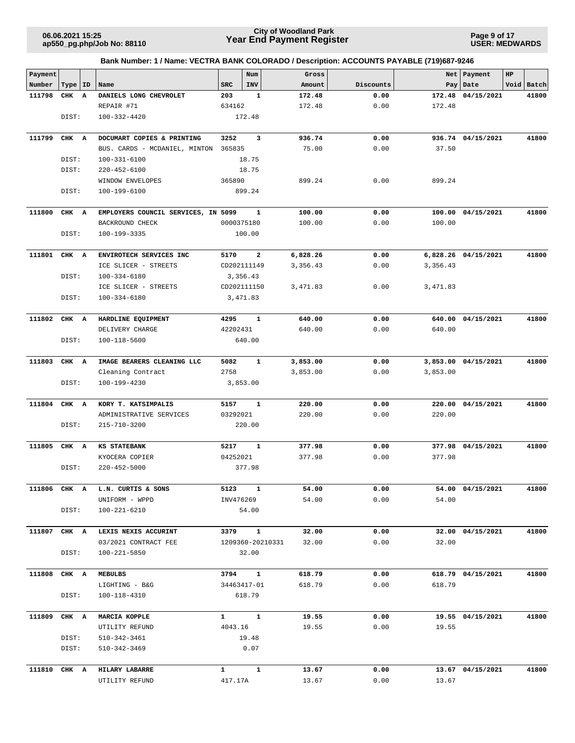**City of Woodland Park**
**Year End Payment Register**

06.06.2021 15:25
ap550_pg.php/Job No: 88110

USER: MEDWARDS

**Bank Number: 1 / Name: VECTRA BANK COLORADO / Description: ACCOUNTS PAYABLE (719)687-9246**

| Payment Number | Type | ID | Name | SRC | Num INV | Gross Amount | Discounts | Net Pay | Payment Date | HP Void | Batch |
|---|---|---|---|---|---|---|---|---|---|---|---|
| 111798 | CHK | A | **DANIELS LONG CHEVROLET** | 203 | 1 | 172.48 | 0.00 | 172.48 | 04/15/2021 | | 41800 |
| | | | REPAIR #71 | 634162 | | 172.48 | 0.00 | 172.48 | | | |
| | DIST: | | 100-332-4420 | | 172.48 | | | | | | |
| 111799 | CHK | A | **DOCUMART COPIES & PRINTING** | 3252 | 3 | 936.74 | 0.00 | 936.74 | 04/15/2021 | | 41800 |
| | | | BUS. CARDS - MCDANIEL, MINTON | 365835 | | 75.00 | 0.00 | 37.50 | | | |
| | DIST: | | 100-331-6100 | | 18.75 | | | | | | |
| | DIST: | | 220-452-6100 | | 18.75 | | | | | | |
| | | | WINDOW ENVELOPES | 365890 | | 899.24 | 0.00 | 899.24 | | | |
| | DIST: | | 100-199-6100 | | 899.24 | | | | | | |
| 111800 | CHK | A | **EMPLOYERS COUNCIL SERVICES, IN** | 5099 | 1 | 100.00 | 0.00 | 100.00 | 04/15/2021 | | 41800 |
| | | | BACKROUND CHECK | 0000375180 | | 100.00 | 0.00 | 100.00 | | | |
| | DIST: | | 100-199-3335 | | 100.00 | | | | | | |
| 111801 | CHK | A | **ENVIROTECH SERVICES INC** | 5170 | 2 | 6,828.26 | 0.00 | 6,828.26 | 04/15/2021 | | 41800 |
| | | | ICE SLICER - STREETS | CD202111149 | | 3,356.43 | 0.00 | 3,356.43 | | | |
| | DIST: | | 100-334-6180 | | 3,356.43 | | | | | | |
| | | | ICE SLICER - STREETS | CD202111150 | | 3,471.83 | 0.00 | 3,471.83 | | | |
| | DIST: | | 100-334-6180 | | 3,471.83 | | | | | | |
| 111802 | CHK | A | **HARDLINE EQUIPMENT** | 4295 | 1 | 640.00 | 0.00 | 640.00 | 04/15/2021 | | 41800 |
| | | | DELIVERY CHARGE | 42202431 | | 640.00 | 0.00 | 640.00 | | | |
| | DIST: | | 100-118-5600 | | 640.00 | | | | | | |
| 111803 | CHK | A | **IMAGE BEARERS CLEANING LLC** | 5082 | 1 | 3,853.00 | 0.00 | 3,853.00 | 04/15/2021 | | 41800 |
| | | | Cleaning Contract | 2758 | | 3,853.00 | 0.00 | 3,853.00 | | | |
| | DIST: | | 100-199-4230 | | 3,853.00 | | | | | | |
| 111804 | CHK | A | **KORY T. KATSIMPALIS** | 5157 | 1 | 220.00 | 0.00 | 220.00 | 04/15/2021 | | 41800 |
| | | | ADMINISTRATIVE SERVICES | 03292021 | | 220.00 | 0.00 | 220.00 | | | |
| | DIST: | | 215-710-3200 | | 220.00 | | | | | | |
| 111805 | CHK | A | **KS STATEBANK** | 5217 | 1 | 377.98 | 0.00 | 377.98 | 04/15/2021 | | 41800 |
| | | | KYOCERA COPIER | 04252021 | | 377.98 | 0.00 | 377.98 | | | |
| | DIST: | | 220-452-5000 | | 377.98 | | | | | | |
| 111806 | CHK | A | **L.N. CURTIS & SONS** | 5123 | 1 | 54.00 | 0.00 | 54.00 | 04/15/2021 | | 41800 |
| | | | UNIFORM - WPPD | INV476269 | | 54.00 | 0.00 | 54.00 | | | |
| | DIST: | | 100-221-6210 | | 54.00 | | | | | | |
| 111807 | CHK | A | **LEXIS NEXIS ACCURINT** | 3379 | 1 | 32.00 | 0.00 | 32.00 | 04/15/2021 | | 41800 |
| | | | 03/2021 CONTRACT FEE | 1209360-20210331 | | 32.00 | 0.00 | 32.00 | | | |
| | DIST: | | 100-221-5850 | | 32.00 | | | | | | |
| 111808 | CHK | A | **MEBULBS** | 3794 | 1 | 618.79 | 0.00 | 618.79 | 04/15/2021 | | 41800 |
| | | | LIGHTING - B&G | 34463417-01 | | 618.79 | 0.00 | 618.79 | | | |
| | DIST: | | 100-118-4310 | | 618.79 | | | | | | |
| 111809 | CHK | A | **MARCIA KOPPLE** | 1 | 1 | 19.55 | 0.00 | 19.55 | 04/15/2021 | | 41800 |
| | | | UTILITY REFUND | 4043.16 | | 19.55 | 0.00 | 19.55 | | | |
| | DIST: | | 510-342-3461 | | 19.48 | | | | | | |
| | DIST: | | 510-342-3469 | | 0.07 | | | | | | |
| 111810 | CHK | A | **HILARY LABARRE** | 1 | 1 | 13.67 | 0.00 | 13.67 | 04/15/2021 | | 41800 |
| | | | UTILITY REFUND | 417.17A | | 13.67 | 0.00 | 13.67 | | | |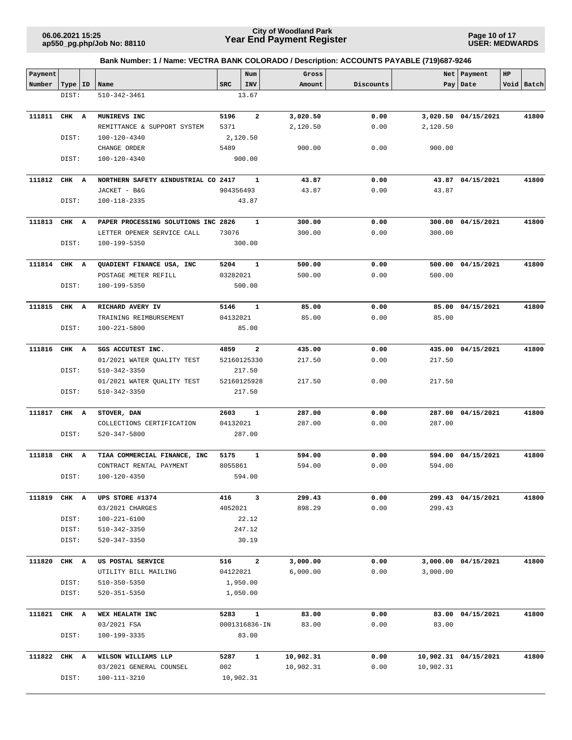**City of Woodland Park**
**Year End Payment Register**

06.06.2021 15:25
ap550_pg.php/Job No: 88110

USER: MEDWARDS

**Bank Number: 1 / Name: VECTRA BANK COLORADO / Description: ACCOUNTS PAYABLE (719)687-9246**

| Payment Number | Type | ID | Name | SRC | Num INV | Gross Amount | Discounts | Net Pay | Payment Date | HP Void | Batch |
|---|---|---|---|---|---|---|---|---|---|---|---|
| | DIST: | | 510-342-3461 | | 13.67 | | | | | | |
| **111811** | **CHK** | **A** | **MUNIREVS INC** | **5196** | **2** | **3,020.50** | **0.00** | **3,020.50** | **04/15/2021** | | **41800** |
| | | | REMITTANCE & SUPPORT SYSTEM | 5371 | | 2,120.50 | 0.00 | 2,120.50 | | | |
| | DIST: | | 100-120-4340 | | 2,120.50 | | | | | | |
| | | | CHANGE ORDER | 5489 | | 900.00 | 0.00 | 900.00 | | | |
| | DIST: | | 100-120-4340 | | 900.00 | | | | | | |
| **111812** | **CHK** | **A** | **NORTHERN SAFETY &INDUSTRIAL CO** | **2417** | **1** | **43.87** | **0.00** | **43.87** | **04/15/2021** | | **41800** |
| | | | JACKET - B&G | 904356493 | | 43.87 | 0.00 | 43.87 | | | |
| | DIST: | | 100-118-2335 | | 43.87 | | | | | | |
| **111813** | **CHK** | **A** | **PAPER PROCESSING SOLUTIONS INC** | **2826** | **1** | **300.00** | **0.00** | **300.00** | **04/15/2021** | | **41800** |
| | | | LETTER OPENER SERVICE CALL | 73076 | | 300.00 | 0.00 | 300.00 | | | |
| | DIST: | | 100-199-5350 | | 300.00 | | | | | | |
| **111814** | **CHK** | **A** | **QUADIENT FINANCE USA, INC** | **5204** | **1** | **500.00** | **0.00** | **500.00** | **04/15/2021** | | **41800** |
| | | | POSTAGE METER REFILL | 03282021 | | 500.00 | 0.00 | 500.00 | | | |
| | DIST: | | 100-199-5350 | | 500.00 | | | | | | |
| **111815** | **CHK** | **A** | **RICHARD AVERY IV** | **5146** | **1** | **85.00** | **0.00** | **85.00** | **04/15/2021** | | **41800** |
| | | | TRAINING REIMBURSEMENT | 04132021 | | 85.00 | 0.00 | 85.00 | | | |
| | DIST: | | 100-221-5800 | | 85.00 | | | | | | |
| **111816** | **CHK** | **A** | **SGS ACCUTEST INC.** | **4859** | **2** | **435.00** | **0.00** | **435.00** | **04/15/2021** | | **41800** |
| | | | 01/2021 WATER QUALITY TEST | 52160125330 | | 217.50 | 0.00 | 217.50 | | | |
| | DIST: | | 510-342-3350 | | 217.50 | | | | | | |
| | | | 01/2021 WATER QUALITY TEST | 52160125928 | | 217.50 | 0.00 | 217.50 | | | |
| | DIST: | | 510-342-3350 | | 217.50 | | | | | | |
| **111817** | **CHK** | **A** | **STOVER, DAN** | **2603** | **1** | **287.00** | **0.00** | **287.00** | **04/15/2021** | | **41800** |
| | | | COLLECTIONS CERTIFICATION | 04132021 | | 287.00 | 0.00 | 287.00 | | | |
| | DIST: | | 520-347-5800 | | 287.00 | | | | | | |
| **111818** | **CHK** | **A** | **TIAA COMMERCIAL FINANCE, INC** | **5175** | **1** | **594.00** | **0.00** | **594.00** | **04/15/2021** | | **41800** |
| | | | CONTRACT RENTAL PAYMENT | 8055861 | | 594.00 | 0.00 | 594.00 | | | |
| | DIST: | | 100-120-4350 | | 594.00 | | | | | | |
| **111819** | **CHK** | **A** | **UPS STORE #1374** | **416** | **3** | **299.43** | **0.00** | **299.43** | **04/15/2021** | | **41800** |
| | | | 03/2021 CHARGES | 4052021 | | 898.29 | 0.00 | 299.43 | | | |
| | DIST: | | 100-221-6100 | | 22.12 | | | | | | |
| | DIST: | | 510-342-3350 | | 247.12 | | | | | | |
| | DIST: | | 520-347-3350 | | 30.19 | | | | | | |
| **111820** | **CHK** | **A** | **US POSTAL SERVICE** | **516** | **2** | **3,000.00** | **0.00** | **3,000.00** | **04/15/2021** | | **41800** |
| | | | UTILITY BILL MAILING | 04122021 | | 6,000.00 | 0.00 | 3,000.00 | | | |
| | DIST: | | 510-350-5350 | | 1,950.00 | | | | | | |
| | DIST: | | 520-351-5350 | | 1,050.00 | | | | | | |
| **111821** | **CHK** | **A** | **WEX HEALATH INC** | **5283** | **1** | **83.00** | **0.00** | **83.00** | **04/15/2021** | | **41800** |
| | | | 03/2021 FSA | 0001316836-IN | | 83.00 | 0.00 | 83.00 | | | |
| | DIST: | | 100-199-3335 | | 83.00 | | | | | | |
| **111822** | **CHK** | **A** | **WILSON WILLIAMS LLP** | **5287** | **1** | **10,902.31** | **0.00** | **10,902.31** | **04/15/2021** | | **41800** |
| | | | 03/2021 GENERAL COUNSEL | 002 | | 10,902.31 | 0.00 | 10,902.31 | | | |
| | DIST: | | 100-111-3210 | | 10,902.31 | | | | | | |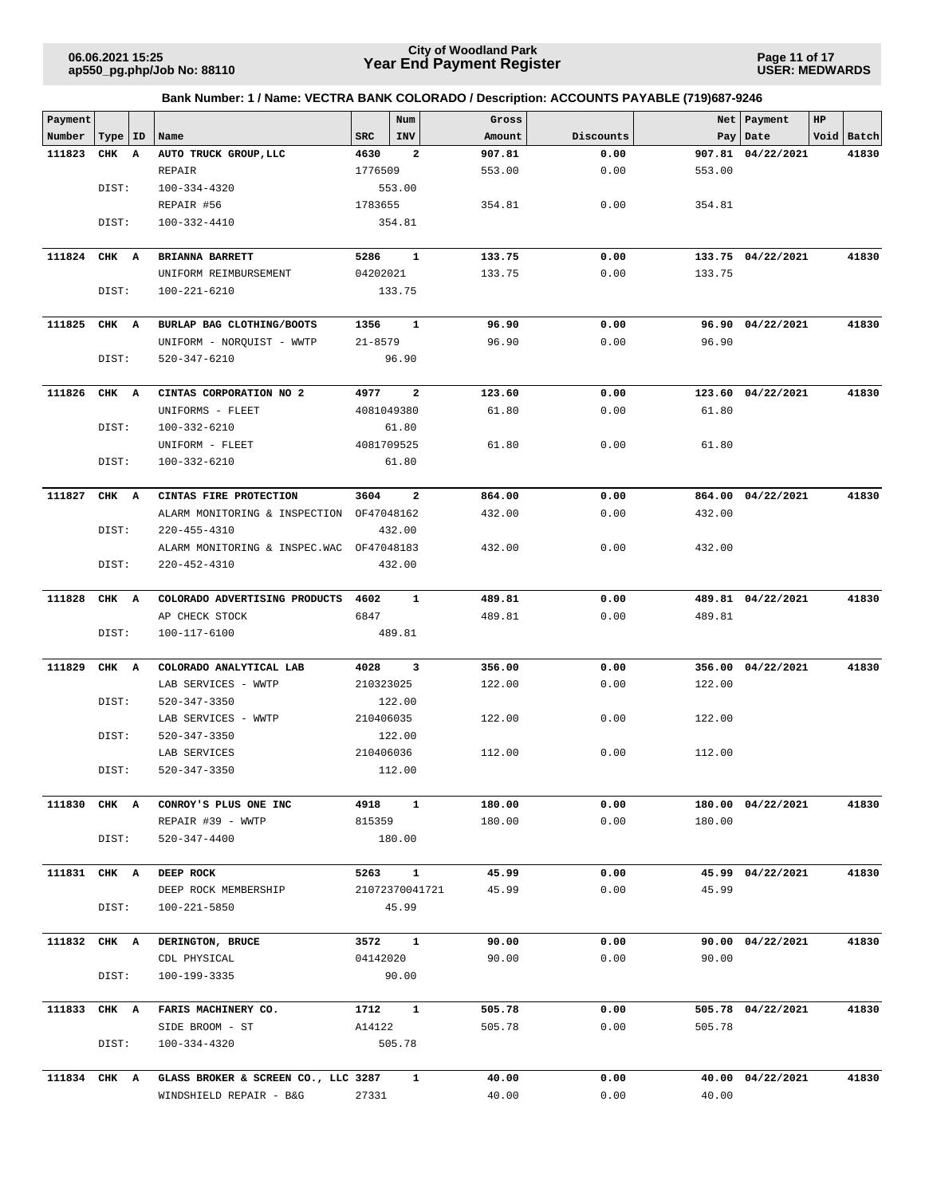**City of Woodland Park**
**Year End Payment Register**

06.06.2021 15:25
ap550_pg.php/Job No: 88110

USER: MEDWARDS

**Bank Number: 1 / Name: VECTRA BANK COLORADO / Description: ACCOUNTS PAYABLE (719)687-9246**

| Payment Number | Type | ID | Name | SRC | Num INV | Gross Amount | Discounts | Net Pay | Payment Date | HP Void | Batch |
|---|---|---|---|---|---|---|---|---|---|---|---|
| 111823 | CHK | A | AUTO TRUCK GROUP,LLC | 4630 | 2 | 907.81 | 0.00 | 907.81 | 04/22/2021 | | 41830 |
| | | | REPAIR | 1776509 | | 553.00 | 0.00 | 553.00 | | | |
| | DIST: | | 100-334-4320 | | 553.00 | | | | | | |
| | | | REPAIR #56 | 1783655 | | 354.81 | 0.00 | 354.81 | | | |
| | DIST: | | 100-332-4410 | | 354.81 | | | | | | |
| 111824 | CHK | A | BRIANNA BARRETT | 5286 | 1 | 133.75 | 0.00 | 133.75 | 04/22/2021 | | 41830 |
| | | | UNIFORM REIMBURSEMENT | 04202021 | | 133.75 | 0.00 | 133.75 | | | |
| | DIST: | | 100-221-6210 | | 133.75 | | | | | | |
| 111825 | CHK | A | BURLAP BAG CLOTHING/BOOTS | 1356 | 1 | 96.90 | 0.00 | 96.90 | 04/22/2021 | | 41830 |
| | | | UNIFORM - NORQUIST - WWTP | 21-8579 | | 96.90 | 0.00 | 96.90 | | | |
| | DIST: | | 520-347-6210 | | 96.90 | | | | | | |
| 111826 | CHK | A | CINTAS CORPORATION NO 2 | 4977 | 2 | 123.60 | 0.00 | 123.60 | 04/22/2021 | | 41830 |
| | | | UNIFORMS - FLEET | 4081049380 | | 61.80 | 0.00 | 61.80 | | | |
| | DIST: | | 100-332-6210 | | 61.80 | | | | | | |
| | | | UNIFORM - FLEET | 4081709525 | | 61.80 | 0.00 | 61.80 | | | |
| | DIST: | | 100-332-6210 | | 61.80 | | | | | | |
| 111827 | CHK | A | CINTAS FIRE PROTECTION | 3604 | 2 | 864.00 | 0.00 | 864.00 | 04/22/2021 | | 41830 |
| | | | ALARM MONITORING & INSPECTION | OF47048162 | | 432.00 | 0.00 | 432.00 | | | |
| | DIST: | | 220-455-4310 | | 432.00 | | | | | | |
| | | | ALARM MONITORING & INSPEC.WAC | OF47048183 | | 432.00 | 0.00 | 432.00 | | | |
| | DIST: | | 220-452-4310 | | 432.00 | | | | | | |
| 111828 | CHK | A | COLORADO ADVERTISING PRODUCTS | 4602 | 1 | 489.81 | 0.00 | 489.81 | 04/22/2021 | | 41830 |
| | | | AP CHECK STOCK | 6847 | | 489.81 | 0.00 | 489.81 | | | |
| | DIST: | | 100-117-6100 | | 489.81 | | | | | | |
| 111829 | CHK | A | COLORADO ANALYTICAL LAB | 4028 | 3 | 356.00 | 0.00 | 356.00 | 04/22/2021 | | 41830 |
| | | | LAB SERVICES - WWTP | 210323025 | | 122.00 | 0.00 | 122.00 | | | |
| | DIST: | | 520-347-3350 | | 122.00 | | | | | | |
| | | | LAB SERVICES - WWTP | 210406035 | | 122.00 | 0.00 | 122.00 | | | |
| | DIST: | | 520-347-3350 | | 122.00 | | | | | | |
| | | | LAB SERVICES | 210406036 | | 112.00 | 0.00 | 112.00 | | | |
| | DIST: | | 520-347-3350 | | 112.00 | | | | | | |
| 111830 | CHK | A | CONROY'S PLUS ONE INC | 4918 | 1 | 180.00 | 0.00 | 180.00 | 04/22/2021 | | 41830 |
| | | | REPAIR #39 - WWTP | 815359 | | 180.00 | 0.00 | 180.00 | | | |
| | DIST: | | 520-347-4400 | | 180.00 | | | | | | |
| 111831 | CHK | A | DEEP ROCK | 5263 | 1 | 45.99 | 0.00 | 45.99 | 04/22/2021 | | 41830 |
| | | | DEEP ROCK MEMBERSHIP | 21072370041721 | | 45.99 | 0.00 | 45.99 | | | |
| | DIST: | | 100-221-5850 | | 45.99 | | | | | | |
| 111832 | CHK | A | DERINGTON, BRUCE | 3572 | 1 | 90.00 | 0.00 | 90.00 | 04/22/2021 | | 41830 |
| | | | CDL PHYSICAL | 04142020 | | 90.00 | 0.00 | 90.00 | | | |
| | DIST: | | 100-199-3335 | | 90.00 | | | | | | |
| 111833 | CHK | A | FARIS MACHINERY CO. | 1712 | 1 | 505.78 | 0.00 | 505.78 | 04/22/2021 | | 41830 |
| | | | SIDE BROOM - ST | A14122 | | 505.78 | 0.00 | 505.78 | | | |
| | DIST: | | 100-334-4320 | | 505.78 | | | | | | |
| 111834 | CHK | A | GLASS BROKER & SCREEN CO., LLC | 3287 | 1 | 40.00 | 0.00 | 40.00 | 04/22/2021 | | 41830 |
| | | | WINDSHIELD REPAIR - B&G | 27331 | | 40.00 | 0.00 | 40.00 | | | |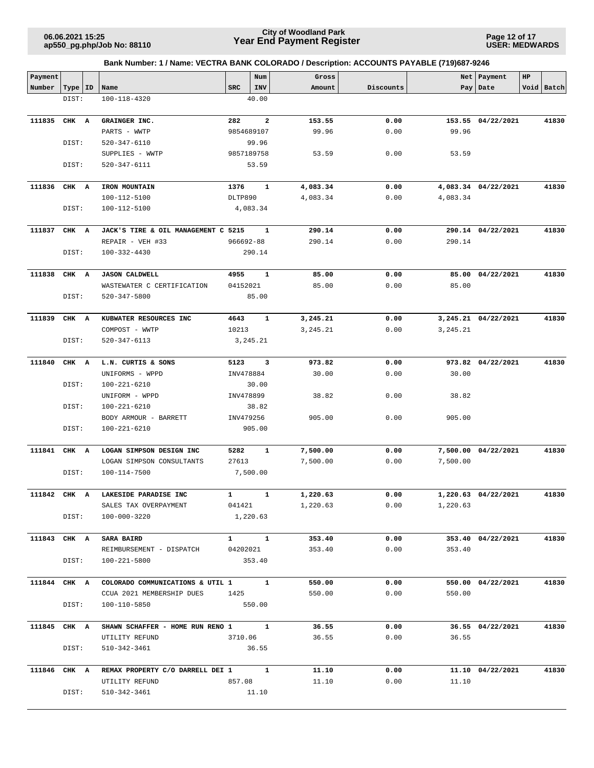**Bank Number: 1 / Name: VECTRA BANK COLORADO / Description: ACCOUNTS PAYABLE (719)687-9246**

| Payment Number | Type | ID | Name | SRC | Num INV | Gross Amount | Discounts | Net Pay | Payment Date | HP Void | Batch |
|---|---|---|---|---|---|---|---|---|---|---|---|
| | DIST: | | 100-118-4320 | | 40.00 | | | | | | |
| **111835** | **CHK** | **A** | **GRAINGER INC.** | **282** | **2** | **153.55** | **0.00** | **153.55** | **04/22/2021** | | **41830** |
| | | | PARTS - WWTP | 9854689107 | | 99.96 | 0.00 | 99.96 | | | |
| | DIST: | | 520-347-6110 | | 99.96 | | | | | | |
| | | | SUPPLIES - WWTP | 9857189758 | | 53.59 | 0.00 | 53.59 | | | |
| | DIST: | | 520-347-6111 | | 53.59 | | | | | | |
| **111836** | **CHK** | **A** | **IRON MOUNTAIN** | **1376** | **1** | **4,083.34** | **0.00** | **4,083.34** | **04/22/2021** | | **41830** |
| | | | 100-112-5100 | DLTP890 | | 4,083.34 | 0.00 | 4,083.34 | | | |
| | DIST: | | 100-112-5100 | | 4,083.34 | | | | | | |
| **111837** | **CHK** | **A** | **JACK'S TIRE & OIL MANAGEMENT C** | **5215** | **1** | **290.14** | **0.00** | **290.14** | **04/22/2021** | | **41830** |
| | | | REPAIR - VEH #33 | 966692-88 | | 290.14 | 0.00 | 290.14 | | | |
| | DIST: | | 100-332-4430 | | 290.14 | | | | | | |
| **111838** | **CHK** | **A** | **JASON CALDWELL** | **4955** | **1** | **85.00** | **0.00** | **85.00** | **04/22/2021** | | **41830** |
| | | | WASTEWATER C CERTIFICATION | 04152021 | | 85.00 | 0.00 | 85.00 | | | |
| | DIST: | | 520-347-5800 | | 85.00 | | | | | | |
| **111839** | **CHK** | **A** | **KUBWATER RESOURCES INC** | **4643** | **1** | **3,245.21** | **0.00** | **3,245.21** | **04/22/2021** | | **41830** |
| | | | COMPOST - WWTP | 10213 | | 3,245.21 | 0.00 | 3,245.21 | | | |
| | DIST: | | 520-347-6113 | | 3,245.21 | | | | | | |
| **111840** | **CHK** | **A** | **L.N. CURTIS & SONS** | **5123** | **3** | **973.82** | **0.00** | **973.82** | **04/22/2021** | | **41830** |
| | | | UNIFORMS - WPPD | INV478884 | | 30.00 | 0.00 | 30.00 | | | |
| | DIST: | | 100-221-6210 | | 30.00 | | | | | | |
| | | | UNIFORM - WPPD | INV478899 | | 38.82 | 0.00 | 38.82 | | | |
| | DIST: | | 100-221-6210 | | 38.82 | | | | | | |
| | | | BODY ARMOUR - BARRETT | INV479256 | | 905.00 | 0.00 | 905.00 | | | |
| | DIST: | | 100-221-6210 | | 905.00 | | | | | | |
| **111841** | **CHK** | **A** | **LOGAN SIMPSON DESIGN INC** | **5282** | **1** | **7,500.00** | **0.00** | **7,500.00** | **04/22/2021** | | **41830** |
| | | | LOGAN SIMPSON CONSULTANTS | 27613 | | 7,500.00 | 0.00 | 7,500.00 | | | |
| | DIST: | | 100-114-7500 | | 7,500.00 | | | | | | |
| **111842** | **CHK** | **A** | **LAKESIDE PARADISE INC** | **1** | **1** | **1,220.63** | **0.00** | **1,220.63** | **04/22/2021** | | **41830** |
| | | | SALES TAX OVERPAYMENT | 041421 | | 1,220.63 | 0.00 | 1,220.63 | | | |
| | DIST: | | 100-000-3220 | | 1,220.63 | | | | | | |
| **111843** | **CHK** | **A** | **SARA BAIRD** | **1** | **1** | **353.40** | **0.00** | **353.40** | **04/22/2021** | | **41830** |
| | | | REIMBURSEMENT - DISPATCH | 04202021 | | 353.40 | 0.00 | 353.40 | | | |
| | DIST: | | 100-221-5800 | | 353.40 | | | | | | |
| **111844** | **CHK** | **A** | **COLORADO COMMUNICATIONS & UTIL** | **1** | **1** | **550.00** | **0.00** | **550.00** | **04/22/2021** | | **41830** |
| | | | CCUA 2021 MEMBERSHIP DUES | 1425 | | 550.00 | 0.00 | 550.00 | | | |
| | DIST: | | 100-110-5850 | | 550.00 | | | | | | |
| **111845** | **CHK** | **A** | **SHAWN SCHAFFER - HOME RUN RENO** | **1** | **1** | **36.55** | **0.00** | **36.55** | **04/22/2021** | | **41830** |
| | | | UTILITY REFUND | 3710.06 | | 36.55 | 0.00 | 36.55 | | | |
| | DIST: | | 510-342-3461 | | 36.55 | | | | | | |
| **111846** | **CHK** | **A** | **REMAX PROPERTY C/O DARRELL DEI** | **1** | **1** | **11.10** | **0.00** | **11.10** | **04/22/2021** | | **41830** |
| | | | UTILITY REFUND | 857.08 | | 11.10 | 0.00 | 11.10 | | | |
| | DIST: | | 510-342-3461 | | 11.10 | | | | | | |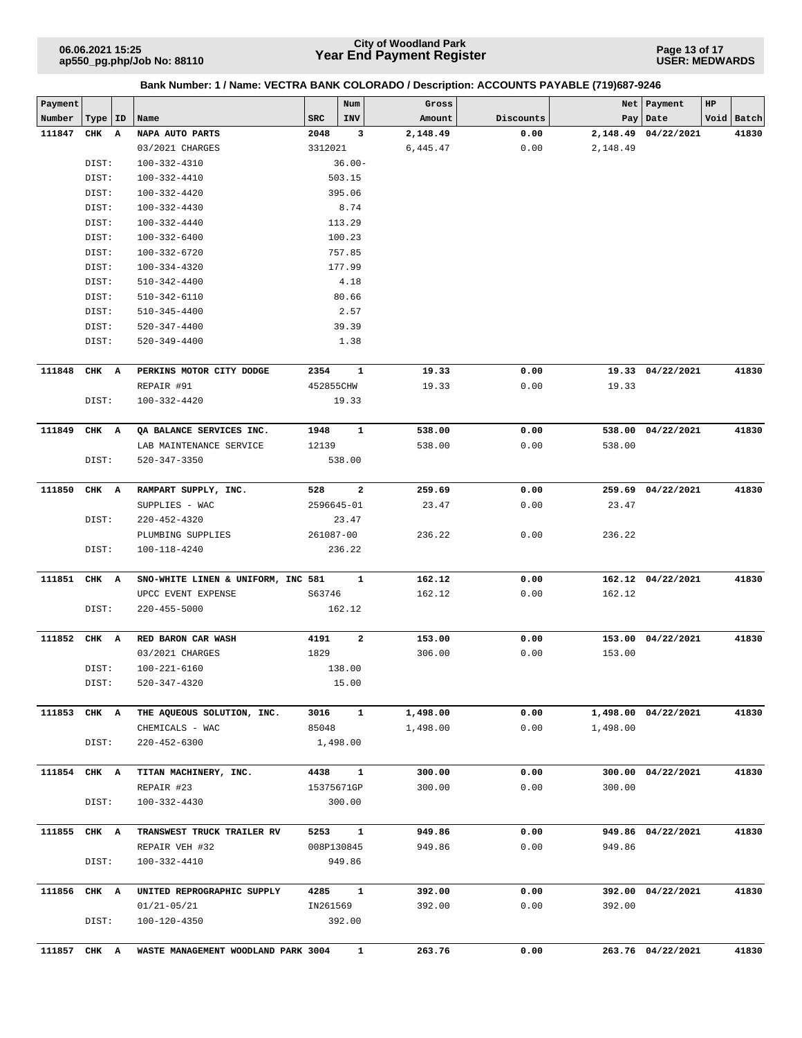**Bank Number: 1 / Name: VECTRA BANK COLORADO / Description: ACCOUNTS PAYABLE (719)687-9246**

| Payment Number | Type | ID | Name | SRC | Num INV | Gross Amount | Discounts | Net Pay | Payment Date | HP Void | Batch |
|---|---|---|---|---|---|---|---|---|---|---|---|
| **111847** | **CHK** | **A** | **NAPA AUTO PARTS** | **2048** | **3** | **2,148.49** | **0.00** | **2,148.49** | **04/22/2021** | | **41830** |
| | | | 03/2021 CHARGES | 3312021 | | 6,445.47 | 0.00 | 2,148.49 | | | |
| | DIST: | | 100-332-4310 | | 36.00- | | | | | | |
| | DIST: | | 100-332-4410 | | 503.15 | | | | | | |
| | DIST: | | 100-332-4420 | | 395.06 | | | | | | |
| | DIST: | | 100-332-4430 | | 8.74 | | | | | | |
| | DIST: | | 100-332-4440 | | 113.29 | | | | | | |
| | DIST: | | 100-332-6400 | | 100.23 | | | | | | |
| | DIST: | | 100-332-6720 | | 757.85 | | | | | | |
| | DIST: | | 100-334-4320 | | 177.99 | | | | | | |
| | DIST: | | 510-342-4400 | | 4.18 | | | | | | |
| | DIST: | | 510-342-6110 | | 80.66 | | | | | | |
| | DIST: | | 510-345-4400 | | 2.57 | | | | | | |
| | DIST: | | 520-347-4400 | | 39.39 | | | | | | |
| | DIST: | | 520-349-4400 | | 1.38 | | | | | | |
| **111848** | **CHK** | **A** | **PERKINS MOTOR CITY DODGE** | **2354** | **1** | **19.33** | **0.00** | **19.33** | **04/22/2021** | | **41830** |
| | | | REPAIR #91 | 452855CHW | | 19.33 | 0.00 | 19.33 | | | |
| | DIST: | | 100-332-4420 | | 19.33 | | | | | | |
| **111849** | **CHK** | **A** | **QA BALANCE SERVICES INC.** | **1948** | **1** | **538.00** | **0.00** | **538.00** | **04/22/2021** | | **41830** |
| | | | LAB MAINTENANCE SERVICE | 12139 | | 538.00 | 0.00 | 538.00 | | | |
| | DIST: | | 520-347-3350 | | 538.00 | | | | | | |
| **111850** | **CHK** | **A** | **RAMPART SUPPLY, INC.** | **528** | **2** | **259.69** | **0.00** | **259.69** | **04/22/2021** | | **41830** |
| | | | SUPPLIES - WAC | 2596645-01 | | 23.47 | 0.00 | 23.47 | | | |
| | DIST: | | 220-452-4320 | | 23.47 | | | | | | |
| | | | PLUMBING SUPPLIES | 261087-00 | | 236.22 | 0.00 | 236.22 | | | |
| | DIST: | | 100-118-4240 | | 236.22 | | | | | | |
| **111851** | **CHK** | **A** | **SNO-WHITE LINEN & UNIFORM, INC** | **581** | **1** | **162.12** | **0.00** | **162.12** | **04/22/2021** | | **41830** |
| | | | UPCC EVENT EXPENSE | S63746 | | 162.12 | 0.00 | 162.12 | | | |
| | DIST: | | 220-455-5000 | | 162.12 | | | | | | |
| **111852** | **CHK** | **A** | **RED BARON CAR WASH** | **4191** | **2** | **153.00** | **0.00** | **153.00** | **04/22/2021** | | **41830** |
| | | | 03/2021 CHARGES | 1829 | | 306.00 | 0.00 | 153.00 | | | |
| | DIST: | | 100-221-6160 | | 138.00 | | | | | | |
| | DIST: | | 520-347-4320 | | 15.00 | | | | | | |
| **111853** | **CHK** | **A** | **THE AQUEOUS SOLUTION, INC.** | **3016** | **1** | **1,498.00** | **0.00** | **1,498.00** | **04/22/2021** | | **41830** |
| | | | CHEMICALS - WAC | 85048 | | 1,498.00 | 0.00 | 1,498.00 | | | |
| | DIST: | | 220-452-6300 | | 1,498.00 | | | | | | |
| **111854** | **CHK** | **A** | **TITAN MACHINERY, INC.** | **4438** | **1** | **300.00** | **0.00** | **300.00** | **04/22/2021** | | **41830** |
| | | | REPAIR #23 | 15375671GP | | 300.00 | 0.00 | 300.00 | | | |
| | DIST: | | 100-332-4430 | | 300.00 | | | | | | |
| **111855** | **CHK** | **A** | **TRANSWEST TRUCK TRAILER RV** | **5253** | **1** | **949.86** | **0.00** | **949.86** | **04/22/2021** | | **41830** |
| | | | REPAIR VEH #32 | 008P130845 | | 949.86 | 0.00 | 949.86 | | | |
| | DIST: | | 100-332-4410 | | 949.86 | | | | | | |
| **111856** | **CHK** | **A** | **UNITED REPROGRAPHIC SUPPLY** | **4285** | **1** | **392.00** | **0.00** | **392.00** | **04/22/2021** | | **41830** |
| | | | 01/21-05/21 | IN261569 | | 392.00 | 0.00 | 392.00 | | | |
| | DIST: | | 100-120-4350 | | 392.00 | | | | | | |
| **111857** | **CHK** | **A** | **WASTE MANAGEMENT WOODLAND PARK** | **3004** | **1** | **263.76** | **0.00** | **263.76** | **04/22/2021** | | **41830** |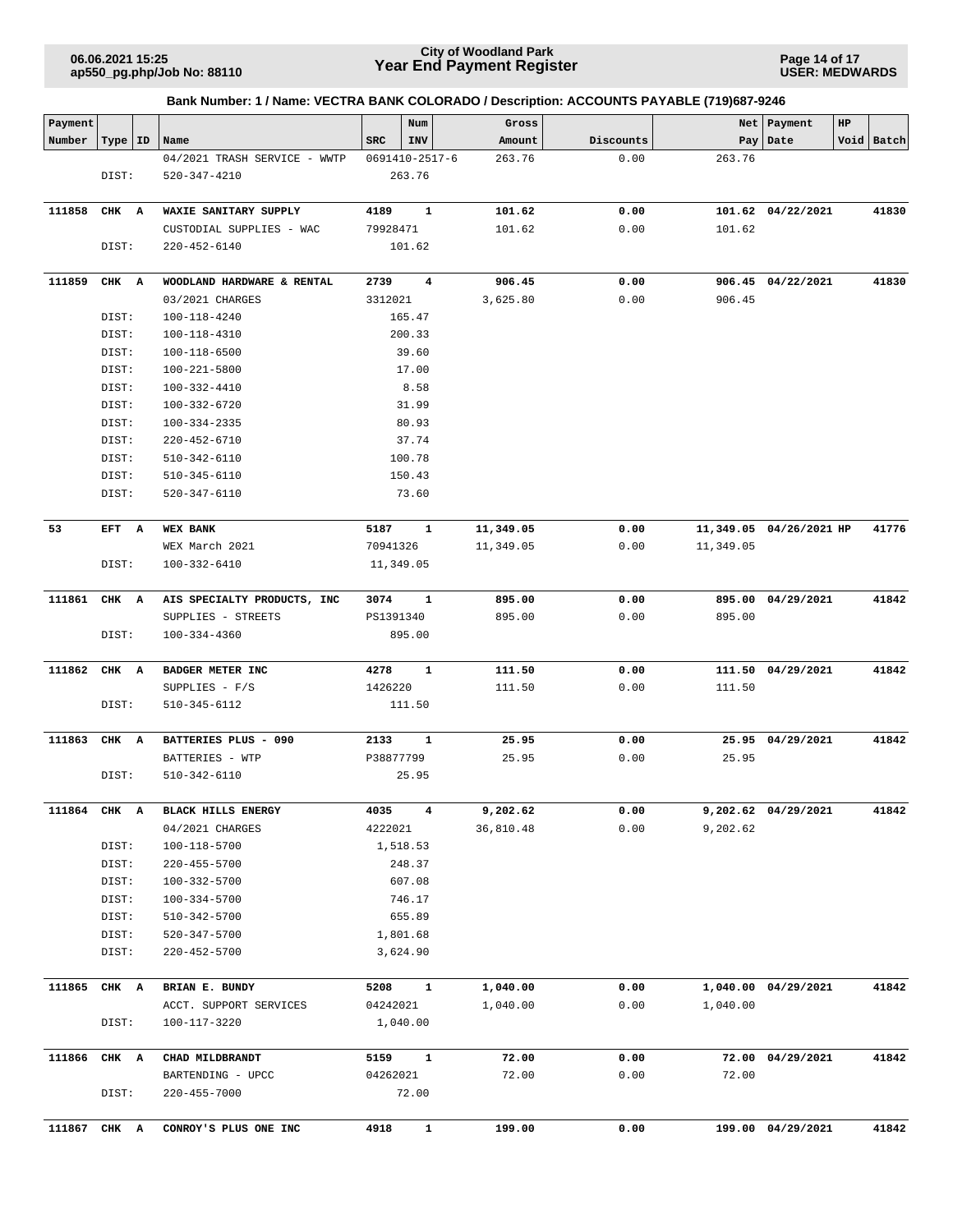**City of Woodland Park**
**Year End Payment Register**

06.06.2021 15:25
ap550_pg.php/Job No: 88110

USER: MEDWARDS

### Bank Number: 1 / Name: VECTRA BANK COLORADO / Description: ACCOUNTS PAYABLE (719)687-9246

| Payment Number | Type | ID | Name | SRC | Num INV | Gross Amount | Discounts | Net Pay | Payment Date | HP | Void | Batch |
|---|---|---|---|---|---|---|---|---|---|---|---|---|
| | | | 04/2021 TRASH SERVICE - WWTP | 0691410-2517-6 | | 263.76 | 0.00 | 263.76 | | | | |
| | DIST: | | 520-347-4210 | 263.76 | | | | | | | | |
| **111858** | **CHK** | **A** | **WAXIE SANITARY SUPPLY** | **4189** | **1** | **101.62** | **0.00** | **101.62** | **04/22/2021** | | | **41830** |
| | | | CUSTODIAL SUPPLIES - WAC | 79928471 | | 101.62 | 0.00 | 101.62 | | | | |
| | DIST: | | 220-452-6140 | 101.62 | | | | | | | | |
| **111859** | **CHK** | **A** | **WOODLAND HARDWARE & RENTAL** | **2739** | **4** | **906.45** | **0.00** | **906.45** | **04/22/2021** | | | **41830** |
| | | | 03/2021 CHARGES | 3312021 | | 3,625.80 | 0.00 | 906.45 | | | | |
| | DIST: | | 100-118-4240 | 165.47 | | | | | | | | |
| | DIST: | | 100-118-4310 | 200.33 | | | | | | | | |
| | DIST: | | 100-118-6500 | 39.60 | | | | | | | | |
| | DIST: | | 100-221-5800 | 17.00 | | | | | | | | |
| | DIST: | | 100-332-4410 | 8.58 | | | | | | | | |
| | DIST: | | 100-332-6720 | 31.99 | | | | | | | | |
| | DIST: | | 100-334-2335 | 80.93 | | | | | | | | |
| | DIST: | | 220-452-6710 | 37.74 | | | | | | | | |
| | DIST: | | 510-342-6110 | 100.78 | | | | | | | | |
| | DIST: | | 510-345-6110 | 150.43 | | | | | | | | |
| | DIST: | | 520-347-6110 | 73.60 | | | | | | | | |
| **53** | **EFT** | **A** | **WEX BANK** | **5187** | **1** | **11,349.05** | **0.00** | **11,349.05** | **04/26/2021** | **HP** | | **41776** |
| | | | WEX March 2021 | 70941326 | | 11,349.05 | 0.00 | 11,349.05 | | | | |
| | DIST: | | 100-332-6410 | 11,349.05 | | | | | | | | |
| **111861** | **CHK** | **A** | **AIS SPECIALTY PRODUCTS, INC** | **3074** | **1** | **895.00** | **0.00** | **895.00** | **04/29/2021** | | | **41842** |
| | | | SUPPLIES - STREETS | PS1391340 | | 895.00 | 0.00 | 895.00 | | | | |
| | DIST: | | 100-334-4360 | 895.00 | | | | | | | | |
| **111862** | **CHK** | **A** | **BADGER METER INC** | **4278** | **1** | **111.50** | **0.00** | **111.50** | **04/29/2021** | | | **41842** |
| | | | SUPPLIES - F/S | 1426220 | | 111.50 | 0.00 | 111.50 | | | | |
| | DIST: | | 510-345-6112 | 111.50 | | | | | | | | |
| **111863** | **CHK** | **A** | **BATTERIES PLUS - 090** | **2133** | **1** | **25.95** | **0.00** | **25.95** | **04/29/2021** | | | **41842** |
| | | | BATTERIES - WTP | P38877799 | | 25.95 | 0.00 | 25.95 | | | | |
| | DIST: | | 510-342-6110 | 25.95 | | | | | | | | |
| **111864** | **CHK** | **A** | **BLACK HILLS ENERGY** | **4035** | **4** | **9,202.62** | **0.00** | **9,202.62** | **04/29/2021** | | | **41842** |
| | | | 04/2021 CHARGES | 4222021 | | 36,810.48 | 0.00 | 9,202.62 | | | | |
| | DIST: | | 100-118-5700 | 1,518.53 | | | | | | | | |
| | DIST: | | 220-455-5700 | 248.37 | | | | | | | | |
| | DIST: | | 100-332-5700 | 607.08 | | | | | | | | |
| | DIST: | | 100-334-5700 | 746.17 | | | | | | | | |
| | DIST: | | 510-342-5700 | 655.89 | | | | | | | | |
| | DIST: | | 520-347-5700 | 1,801.68 | | | | | | | | |
| | DIST: | | 220-452-5700 | 3,624.90 | | | | | | | | |
| **111865** | **CHK** | **A** | **BRIAN E. BUNDY** | **5208** | **1** | **1,040.00** | **0.00** | **1,040.00** | **04/29/2021** | | | **41842** |
| | | | ACCT. SUPPORT SERVICES | 04242021 | | 1,040.00 | 0.00 | 1,040.00 | | | | |
| | DIST: | | 100-117-3220 | 1,040.00 | | | | | | | | |
| **111866** | **CHK** | **A** | **CHAD MILDBRANDT** | **5159** | **1** | **72.00** | **0.00** | **72.00** | **04/29/2021** | | | **41842** |
| | | | BARTENDING - UPCC | 04262021 | | 72.00 | 0.00 | 72.00 | | | | |
| | DIST: | | 220-455-7000 | 72.00 | | | | | | | | |
| **111867** | **CHK** | **A** | **CONROY'S PLUS ONE INC** | **4918** | **1** | **199.00** | **0.00** | **199.00** | **04/29/2021** | | | **41842** |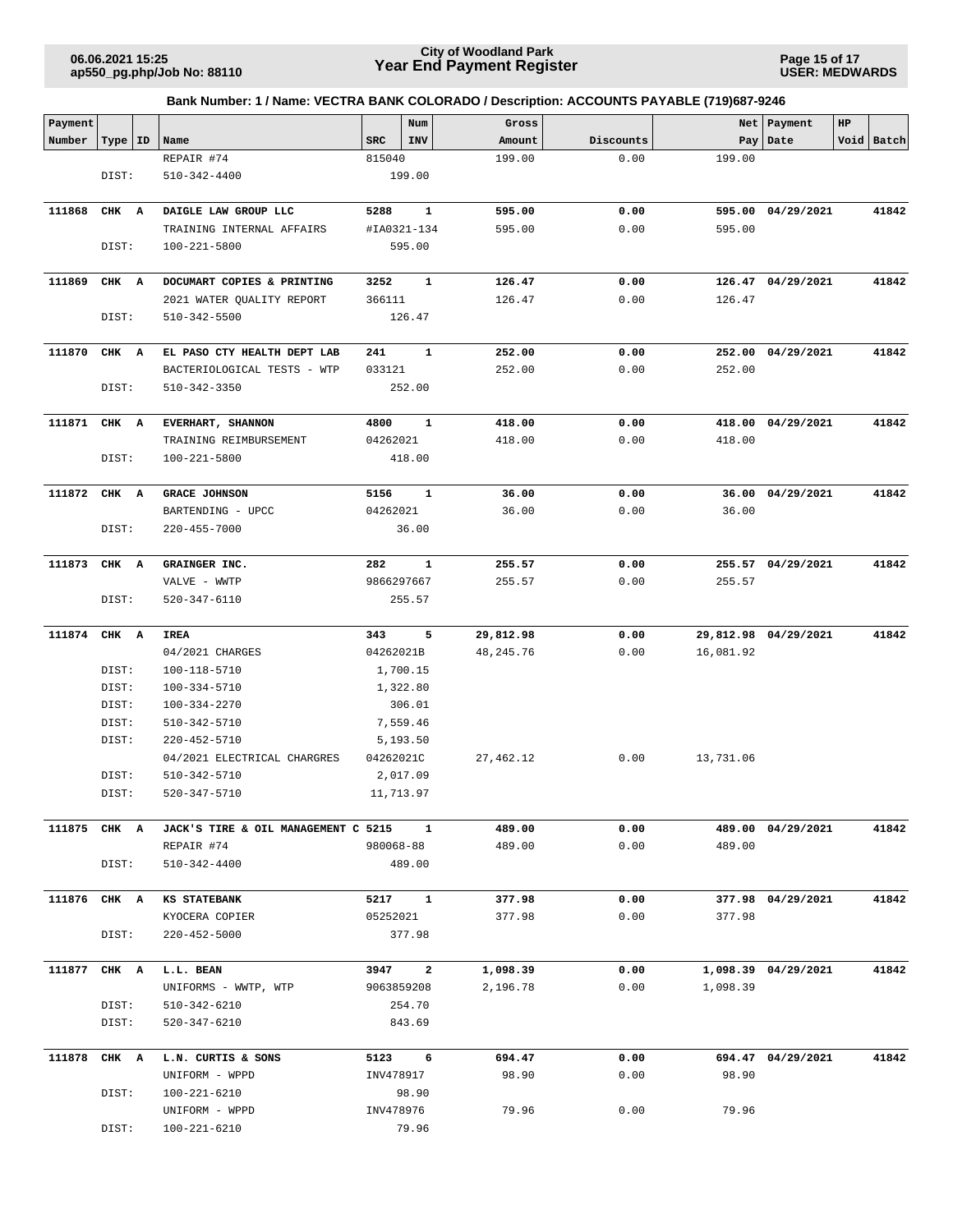**Bank Number: 1 / Name: VECTRA BANK COLORADO / Description: ACCOUNTS PAYABLE (719)687-9246**

| Payment Number | Type | ID | Name | SRC | Num INV | Gross Amount | Discounts | Net Pay | Payment Date | HP Void | Batch |
|---|---|---|---|---|---|---|---|---|---|---|---|
| | | | REPAIR #74 | 815040 | | 199.00 | 0.00 | 199.00 | | | |
| | DIST: | | 510-342-4400 | 199.00 | | | | | | | |
| **111868** | **CHK** | **A** | **DAIGLE LAW GROUP LLC** | **5288** | **1** | **595.00** | **0.00** | **595.00** | **04/29/2021** | | **41842** |
| | | | TRAINING INTERNAL AFFAIRS | #IA0321-134 | | 595.00 | 0.00 | 595.00 | | | |
| | DIST: | | 100-221-5800 | 595.00 | | | | | | | |
| **111869** | **CHK** | **A** | **DOCUMART COPIES & PRINTING** | **3252** | **1** | **126.47** | **0.00** | **126.47** | **04/29/2021** | | **41842** |
| | | | 2021 WATER QUALITY REPORT | 366111 | | 126.47 | 0.00 | 126.47 | | | |
| | DIST: | | 510-342-5500 | 126.47 | | | | | | | |
| **111870** | **CHK** | **A** | **EL PASO CTY HEALTH DEPT LAB** | **241** | **1** | **252.00** | **0.00** | **252.00** | **04/29/2021** | | **41842** |
| | | | BACTERIOLOGICAL TESTS - WTP | 033121 | | 252.00 | 0.00 | 252.00 | | | |
| | DIST: | | 510-342-3350 | 252.00 | | | | | | | |
| **111871** | **CHK** | **A** | **EVERHART, SHANNON** | **4800** | **1** | **418.00** | **0.00** | **418.00** | **04/29/2021** | | **41842** |
| | | | TRAINING REIMBURSEMENT | 04262021 | | 418.00 | 0.00 | 418.00 | | | |
| | DIST: | | 100-221-5800 | 418.00 | | | | | | | |
| **111872** | **CHK** | **A** | **GRACE JOHNSON** | **5156** | **1** | **36.00** | **0.00** | **36.00** | **04/29/2021** | | **41842** |
| | | | BARTENDING - UPCC | 04262021 | | 36.00 | 0.00 | 36.00 | | | |
| | DIST: | | 220-455-7000 | 36.00 | | | | | | | |
| **111873** | **CHK** | **A** | **GRAINGER INC.** | **282** | **1** | **255.57** | **0.00** | **255.57** | **04/29/2021** | | **41842** |
| | | | VALVE - WWTP | 9866297667 | | 255.57 | 0.00 | 255.57 | | | |
| | DIST: | | 520-347-6110 | 255.57 | | | | | | | |
| **111874** | **CHK** | **A** | **IREA** | **343** | **5** | **29,812.98** | **0.00** | **29,812.98** | **04/29/2021** | | **41842** |
| | | | 04/2021 CHARGES | 04262021B | | 48,245.76 | 0.00 | 16,081.92 | | | |
| | DIST: | | 100-118-5710 | 1,700.15 | | | | | | | |
| | DIST: | | 100-334-5710 | 1,322.80 | | | | | | | |
| | DIST: | | 100-334-2270 | 306.01 | | | | | | | |
| | DIST: | | 510-342-5710 | 7,559.46 | | | | | | | |
| | DIST: | | 220-452-5710 | 5,193.50 | | | | | | | |
| | | | 04/2021 ELECTRICAL CHARGRES | 04262021C | | 27,462.12 | 0.00 | 13,731.06 | | | |
| | DIST: | | 510-342-5710 | 2,017.09 | | | | | | | |
| | DIST: | | 520-347-5710 | 11,713.97 | | | | | | | |
| **111875** | **CHK** | **A** | **JACK'S TIRE & OIL MANAGEMENT C** | **5215** | **1** | **489.00** | **0.00** | **489.00** | **04/29/2021** | | **41842** |
| | | | REPAIR #74 | 980068-88 | | 489.00 | 0.00 | 489.00 | | | |
| | DIST: | | 510-342-4400 | 489.00 | | | | | | | |
| **111876** | **CHK** | **A** | **KS STATEBANK** | **5217** | **1** | **377.98** | **0.00** | **377.98** | **04/29/2021** | | **41842** |
| | | | KYOCERA COPIER | 05252021 | | 377.98 | 0.00 | 377.98 | | | |
| | DIST: | | 220-452-5000 | 377.98 | | | | | | | |
| **111877** | **CHK** | **A** | **L.L. BEAN** | **3947** | **2** | **1,098.39** | **0.00** | **1,098.39** | **04/29/2021** | | **41842** |
| | | | UNIFORMS - WWTP, WTP | 9063859208 | | 2,196.78 | 0.00 | 1,098.39 | | | |
| | DIST: | | 510-342-6210 | 254.70 | | | | | | | |
| | DIST: | | 520-347-6210 | 843.69 | | | | | | | |
| **111878** | **CHK** | **A** | **L.N. CURTIS & SONS** | **5123** | **6** | **694.47** | **0.00** | **694.47** | **04/29/2021** | | **41842** |
| | | | UNIFORM - WPPD | INV478917 | | 98.90 | 0.00 | 98.90 | | | |
| | DIST: | | 100-221-6210 | 98.90 | | | | | | | |
| | | | UNIFORM - WPPD | INV478976 | | 79.96 | 0.00 | 79.96 | | | |
| | DIST: | | 100-221-6210 | 79.96 | | | | | | | |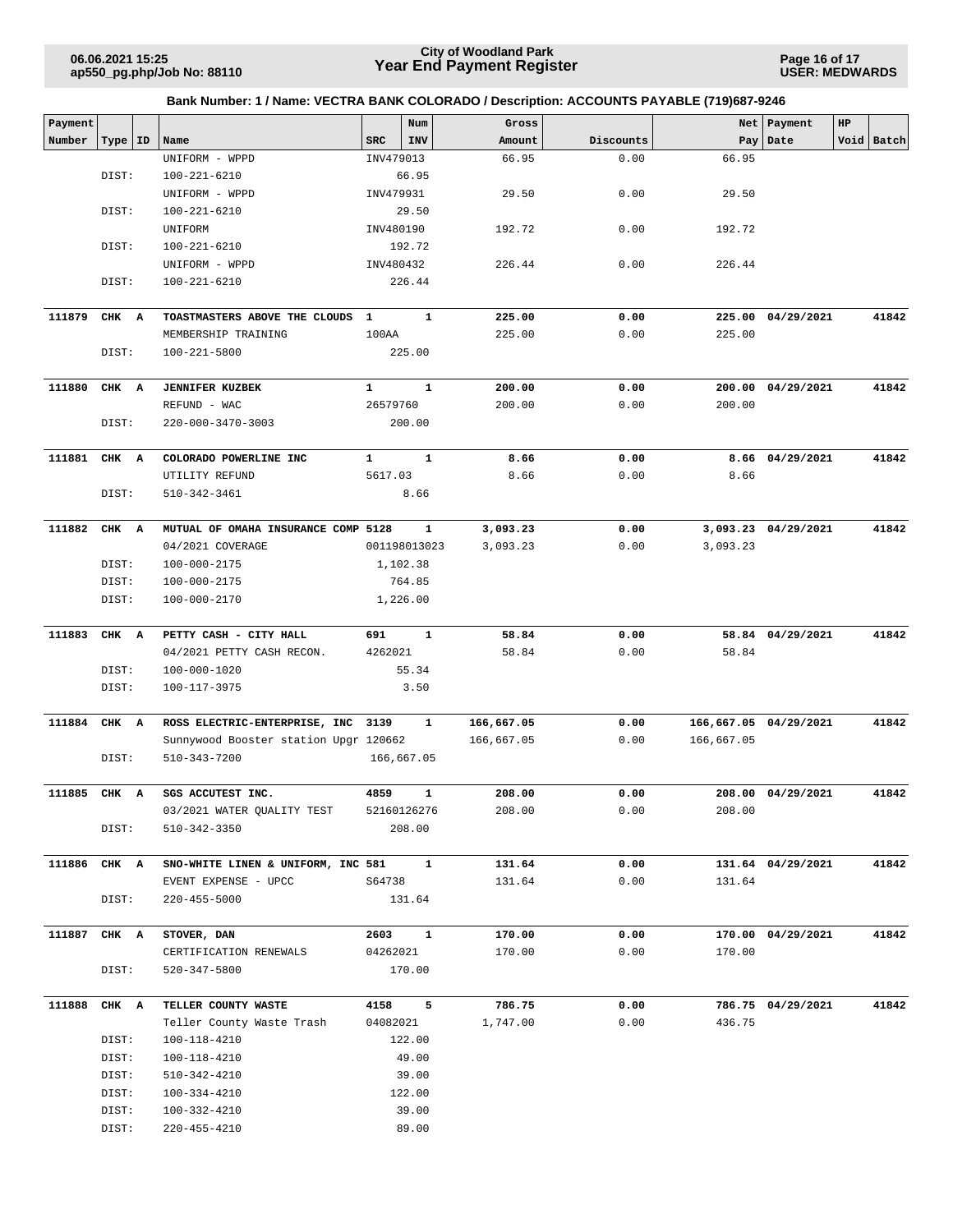**Bank Number: 1 / Name: VECTRA BANK COLORADO / Description: ACCOUNTS PAYABLE (719)687-9246**

| Payment Number | Type | ID | Name | SRC | Num INV | Gross Amount | Discounts | Net Pay | Payment Date | HP Void | Batch |
|---|---|---|---|---|---|---|---|---|---|---|---|
| | | | UNIFORM - WPPD | INV479013 | | 66.95 | 0.00 | 66.95 | | | |
| | DIST: | | 100-221-6210 | | 66.95 | | | | | | |
| | | | UNIFORM - WPPD | INV479931 | | 29.50 | 0.00 | 29.50 | | | |
| | DIST: | | 100-221-6210 | | 29.50 | | | | | | |
| | | | UNIFORM | INV480190 | | 192.72 | 0.00 | 192.72 | | | |
| | DIST: | | 100-221-6210 | | 192.72 | | | | | | |
| | | | UNIFORM - WPPD | INV480432 | | 226.44 | 0.00 | 226.44 | | | |
| | DIST: | | 100-221-6210 | | 226.44 | | | | | | |
| **111879** | **CHK** | **A** | **TOASTMASTERS ABOVE THE CLOUDS** | **1** | **1** | **225.00** | **0.00** | **225.00** | **04/29/2021** | | **41842** |
| | | | MEMBERSHIP TRAINING | 100AA | | 225.00 | 0.00 | 225.00 | | | |
| | DIST: | | 100-221-5800 | | 225.00 | | | | | | |
| **111880** | **CHK** | **A** | **JENNIFER KUZBEK** | **1** | **1** | **200.00** | **0.00** | **200.00** | **04/29/2021** | | **41842** |
| | | | REFUND - WAC | 26579760 | | 200.00 | 0.00 | 200.00 | | | |
| | DIST: | | 220-000-3470-3003 | | 200.00 | | | | | | |
| **111881** | **CHK** | **A** | **COLORADO POWERLINE INC** | **1** | **1** | **8.66** | **0.00** | **8.66** | **04/29/2021** | | **41842** |
| | | | UTILITY REFUND | 5617.03 | | 8.66 | 0.00 | 8.66 | | | |
| | DIST: | | 510-342-3461 | | 8.66 | | | | | | |
| **111882** | **CHK** | **A** | **MUTUAL OF OMAHA INSURANCE COMP** | **5128** | **1** | **3,093.23** | **0.00** | **3,093.23** | **04/29/2021** | | **41842** |
| | | | 04/2021 COVERAGE | 001198013023 | | 3,093.23 | 0.00 | 3,093.23 | | | |
| | DIST: | | 100-000-2175 | | 1,102.38 | | | | | | |
| | DIST: | | 100-000-2175 | | 764.85 | | | | | | |
| | DIST: | | 100-000-2170 | | 1,226.00 | | | | | | |
| **111883** | **CHK** | **A** | **PETTY CASH - CITY HALL** | **691** | **1** | **58.84** | **0.00** | **58.84** | **04/29/2021** | | **41842** |
| | | | 04/2021 PETTY CASH RECON. | 4262021 | | 58.84 | 0.00 | 58.84 | | | |
| | DIST: | | 100-000-1020 | | 55.34 | | | | | | |
| | DIST: | | 100-117-3975 | | 3.50 | | | | | | |
| **111884** | **CHK** | **A** | **ROSS ELECTRIC-ENTERPRISE, INC** | **3139** | **1** | **166,667.05** | **0.00** | **166,667.05** | **04/29/2021** | | **41842** |
| | | | Sunnywood Booster station Upgr | 120662 | | 166,667.05 | 0.00 | 166,667.05 | | | |
| | DIST: | | 510-343-7200 | | 166,667.05 | | | | | | |
| **111885** | **CHK** | **A** | **SGS ACCUTEST INC.** | **4859** | **1** | **208.00** | **0.00** | **208.00** | **04/29/2021** | | **41842** |
| | | | 03/2021 WATER QUALITY TEST | 52160126276 | | 208.00 | 0.00 | 208.00 | | | |
| | DIST: | | 510-342-3350 | | 208.00 | | | | | | |
| **111886** | **CHK** | **A** | **SNO-WHITE LINEN & UNIFORM, INC** | **581** | **1** | **131.64** | **0.00** | **131.64** | **04/29/2021** | | **41842** |
| | | | EVENT EXPENSE - UPCC | S64738 | | 131.64 | 0.00 | 131.64 | | | |
| | DIST: | | 220-455-5000 | | 131.64 | | | | | | |
| **111887** | **CHK** | **A** | **STOVER, DAN** | **2603** | **1** | **170.00** | **0.00** | **170.00** | **04/29/2021** | | **41842** |
| | | | CERTIFICATION RENEWALS | 04262021 | | 170.00 | 0.00 | 170.00 | | | |
| | DIST: | | 520-347-5800 | | 170.00 | | | | | | |
| **111888** | **CHK** | **A** | **TELLER COUNTY WASTE** | **4158** | **5** | **786.75** | **0.00** | **786.75** | **04/29/2021** | | **41842** |
| | | | Teller County Waste Trash | 04082021 | | 1,747.00 | 0.00 | 436.75 | | | |
| | DIST: | | 100-118-4210 | | 122.00 | | | | | | |
| | DIST: | | 100-118-4210 | | 49.00 | | | | | | |
| | DIST: | | 510-342-4210 | | 39.00 | | | | | | |
| | DIST: | | 100-334-4210 | | 122.00 | | | | | | |
| | DIST: | | 100-332-4210 | | 39.00 | | | | | | |
| | DIST: | | 220-455-4210 | | 89.00 | | | | | | |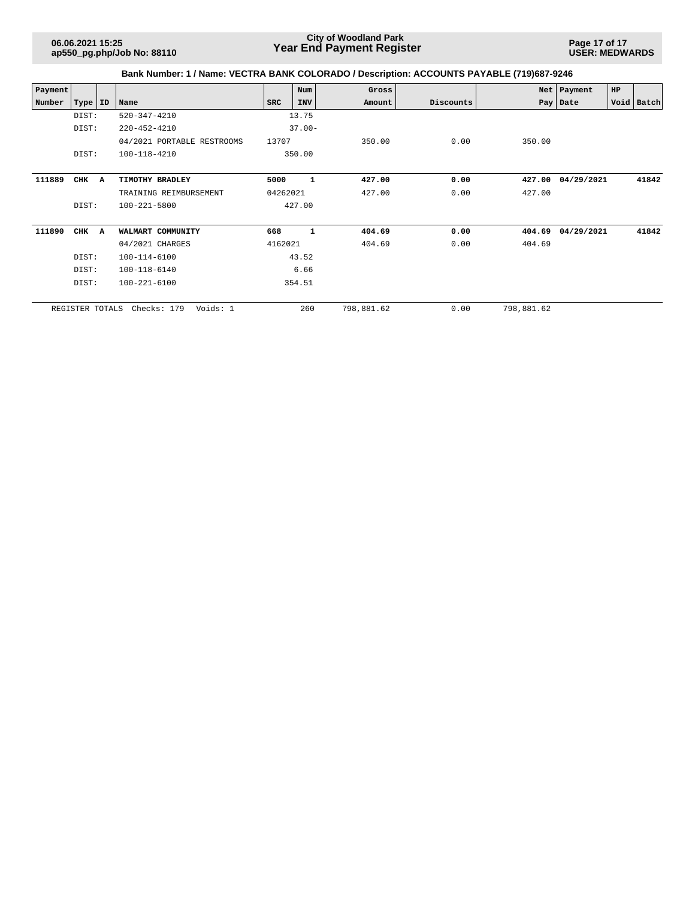**Bank Number: 1 / Name: VECTRA BANK COLORADO / Description: ACCOUNTS PAYABLE (719)687-9246**

| Payment Number | Type | ID | Name | SRC | Num INV | Gross Amount | Discounts | Net Pay | Payment Date | HP Void | Batch |
|---|---|---|---|---|---|---|---|---|---|---|---|
| | DIST: | | 520-347-4210 | | 13.75 | | | | | | |
| | DIST: | | 220-452-4210 | | 37.00- | | | | | | |
| | | | 04/2021 PORTABLE RESTROOMS | 13707 | | 350.00 | 0.00 | 350.00 | | | |
| | DIST: | | 100-118-4210 | | 350.00 | | | | | | |
| **111889** | **CHK** | **A** | **TIMOTHY BRADLEY** | **5000** | **1** | **427.00** | **0.00** | **427.00** | **04/29/2021** | | **41842** |
| | | | TRAINING REIMBURSEMENT | 04262021 | | 427.00 | 0.00 | 427.00 | | | |
| | DIST: | | 100-221-5800 | | 427.00 | | | | | | |
| **111890** | **CHK** | **A** | **WALMART COMMUNITY** | **668** | **1** | **404.69** | **0.00** | **404.69** | **04/29/2021** | | **41842** |
| | | | 04/2021 CHARGES | 4162021 | | 404.69 | 0.00 | 404.69 | | | |
| | DIST: | | 100-114-6100 | | 43.52 | | | | | | |
| | DIST: | | 100-118-6140 | | 6.66 | | | | | | |
| | DIST: | | 100-221-6100 | | 354.51 | | | | | | |
| | REGISTER TOTALS | | Checks: 179 Voids: 1 | | 260 | 798,881.62 | 0.00 | 798,881.62 | | | |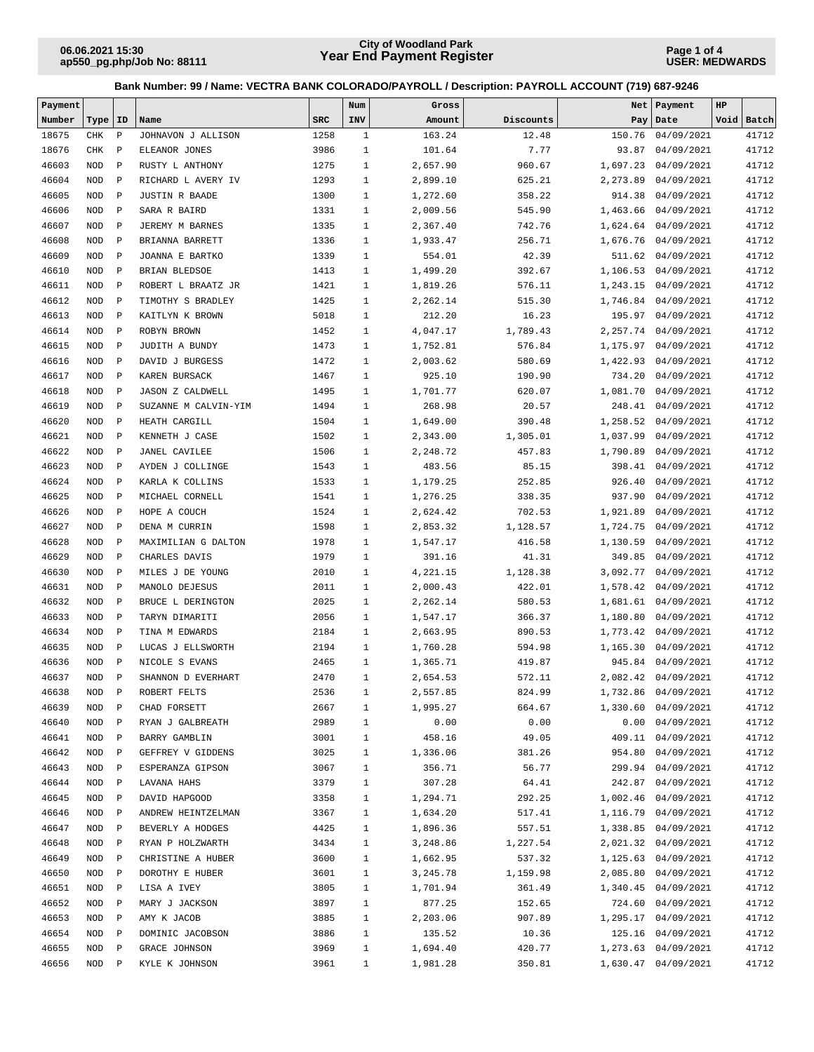**City of Woodland Park**
**Year End Payment Register**

06.06.2021 15:30
ap550_pg.php/Job No: 88111

USER: MEDWARDS

**Bank Number: 99 / Name: VECTRA BANK COLORADO/PAYROLL / Description: PAYROLL ACCOUNT (719) 687-9246**

| Payment Number | Type | ID | Name | SRC | Num INV | Gross Amount | Discounts | Net Pay | Payment Date | HP Void | Batch |
|---|---|---|---|---|---|---|---|---|---|---|---|
| 18675 | CHK | P | JOHNAVON J ALLISON | 1258 | 1 | 163.24 | 12.48 | 150.76 | 04/09/2021 | | 41712 |
| 18676 | CHK | P | ELEANOR JONES | 3986 | 1 | 101.64 | 7.77 | 93.87 | 04/09/2021 | | 41712 |
| 46603 | NOD | P | RUSTY L ANTHONY | 1275 | 1 | 2,657.90 | 960.67 | 1,697.23 | 04/09/2021 | | 41712 |
| 46604 | NOD | P | RICHARD L AVERY IV | 1293 | 1 | 2,899.10 | 625.21 | 2,273.89 | 04/09/2021 | | 41712 |
| 46605 | NOD | P | JUSTIN R BAADE | 1300 | 1 | 1,272.60 | 358.22 | 914.38 | 04/09/2021 | | 41712 |
| 46606 | NOD | P | SARA R BAIRD | 1331 | 1 | 2,009.56 | 545.90 | 1,463.66 | 04/09/2021 | | 41712 |
| 46607 | NOD | P | JEREMY M BARNES | 1335 | 1 | 2,367.40 | 742.76 | 1,624.64 | 04/09/2021 | | 41712 |
| 46608 | NOD | P | BRIANNA BARRETT | 1336 | 1 | 1,933.47 | 256.71 | 1,676.76 | 04/09/2021 | | 41712 |
| 46609 | NOD | P | JOANNA E BARTKO | 1339 | 1 | 554.01 | 42.39 | 511.62 | 04/09/2021 | | 41712 |
| 46610 | NOD | P | BRIAN BLEDSOE | 1413 | 1 | 1,499.20 | 392.67 | 1,106.53 | 04/09/2021 | | 41712 |
| 46611 | NOD | P | ROBERT L BRAATZ JR | 1421 | 1 | 1,819.26 | 576.11 | 1,243.15 | 04/09/2021 | | 41712 |
| 46612 | NOD | P | TIMOTHY S BRADLEY | 1425 | 1 | 2,262.14 | 515.30 | 1,746.84 | 04/09/2021 | | 41712 |
| 46613 | NOD | P | KAITLYN K BROWN | 5018 | 1 | 212.20 | 16.23 | 195.97 | 04/09/2021 | | 41712 |
| 46614 | NOD | P | ROBYN BROWN | 1452 | 1 | 4,047.17 | 1,789.43 | 2,257.74 | 04/09/2021 | | 41712 |
| 46615 | NOD | P | JUDITH A BUNDY | 1473 | 1 | 1,752.81 | 576.84 | 1,175.97 | 04/09/2021 | | 41712 |
| 46616 | NOD | P | DAVID J BURGESS | 1472 | 1 | 2,003.62 | 580.69 | 1,422.93 | 04/09/2021 | | 41712 |
| 46617 | NOD | P | KAREN BURSACK | 1467 | 1 | 925.10 | 190.90 | 734.20 | 04/09/2021 | | 41712 |
| 46618 | NOD | P | JASON Z CALDWELL | 1495 | 1 | 1,701.77 | 620.07 | 1,081.70 | 04/09/2021 | | 41712 |
| 46619 | NOD | P | SUZANNE M CALVIN-YIM | 1494 | 1 | 268.98 | 20.57 | 248.41 | 04/09/2021 | | 41712 |
| 46620 | NOD | P | HEATH CARGILL | 1504 | 1 | 1,649.00 | 390.48 | 1,258.52 | 04/09/2021 | | 41712 |
| 46621 | NOD | P | KENNETH J CASE | 1502 | 1 | 2,343.00 | 1,305.01 | 1,037.99 | 04/09/2021 | | 41712 |
| 46622 | NOD | P | JANEL CAVILEE | 1506 | 1 | 2,248.72 | 457.83 | 1,790.89 | 04/09/2021 | | 41712 |
| 46623 | NOD | P | AYDEN J COLLINGE | 1543 | 1 | 483.56 | 85.15 | 398.41 | 04/09/2021 | | 41712 |
| 46624 | NOD | P | KARLA K COLLINS | 1533 | 1 | 1,179.25 | 252.85 | 926.40 | 04/09/2021 | | 41712 |
| 46625 | NOD | P | MICHAEL CORNELL | 1541 | 1 | 1,276.25 | 338.35 | 937.90 | 04/09/2021 | | 41712 |
| 46626 | NOD | P | HOPE A COUCH | 1524 | 1 | 2,624.42 | 702.53 | 1,921.89 | 04/09/2021 | | 41712 |
| 46627 | NOD | P | DENA M CURRIN | 1598 | 1 | 2,853.32 | 1,128.57 | 1,724.75 | 04/09/2021 | | 41712 |
| 46628 | NOD | P | MAXIMILIAN G DALTON | 1978 | 1 | 1,547.17 | 416.58 | 1,130.59 | 04/09/2021 | | 41712 |
| 46629 | NOD | P | CHARLES DAVIS | 1979 | 1 | 391.16 | 41.31 | 349.85 | 04/09/2021 | | 41712 |
| 46630 | NOD | P | MILES J DE YOUNG | 2010 | 1 | 4,221.15 | 1,128.38 | 3,092.77 | 04/09/2021 | | 41712 |
| 46631 | NOD | P | MANOLO DEJESUS | 2011 | 1 | 2,000.43 | 422.01 | 1,578.42 | 04/09/2021 | | 41712 |
| 46632 | NOD | P | BRUCE L DERINGTON | 2025 | 1 | 2,262.14 | 580.53 | 1,681.61 | 04/09/2021 | | 41712 |
| 46633 | NOD | P | TARYN DIMARITI | 2056 | 1 | 1,547.17 | 366.37 | 1,180.80 | 04/09/2021 | | 41712 |
| 46634 | NOD | P | TINA M EDWARDS | 2184 | 1 | 2,663.95 | 890.53 | 1,773.42 | 04/09/2021 | | 41712 |
| 46635 | NOD | P | LUCAS J ELLSWORTH | 2194 | 1 | 1,760.28 | 594.98 | 1,165.30 | 04/09/2021 | | 41712 |
| 46636 | NOD | P | NICOLE S EVANS | 2465 | 1 | 1,365.71 | 419.87 | 945.84 | 04/09/2021 | | 41712 |
| 46637 | NOD | P | SHANNON D EVERHART | 2470 | 1 | 2,654.53 | 572.11 | 2,082.42 | 04/09/2021 | | 41712 |
| 46638 | NOD | P | ROBERT FELTS | 2536 | 1 | 2,557.85 | 824.99 | 1,732.86 | 04/09/2021 | | 41712 |
| 46639 | NOD | P | CHAD FORSETT | 2667 | 1 | 1,995.27 | 664.67 | 1,330.60 | 04/09/2021 | | 41712 |
| 46640 | NOD | P | RYAN J GALBREATH | 2989 | 1 | 0.00 | 0.00 | 0.00 | 04/09/2021 | | 41712 |
| 46641 | NOD | P | BARRY GAMBLIN | 3001 | 1 | 458.16 | 49.05 | 409.11 | 04/09/2021 | | 41712 |
| 46642 | NOD | P | GEFFREY V GIDDENS | 3025 | 1 | 1,336.06 | 381.26 | 954.80 | 04/09/2021 | | 41712 |
| 46643 | NOD | P | ESPERANZA GIPSON | 3067 | 1 | 356.71 | 56.77 | 299.94 | 04/09/2021 | | 41712 |
| 46644 | NOD | P | LAVANA HAHS | 3379 | 1 | 307.28 | 64.41 | 242.87 | 04/09/2021 | | 41712 |
| 46645 | NOD | P | DAVID HAPGOOD | 3358 | 1 | 1,294.71 | 292.25 | 1,002.46 | 04/09/2021 | | 41712 |
| 46646 | NOD | P | ANDREW HEINTZELMAN | 3367 | 1 | 1,634.20 | 517.41 | 1,116.79 | 04/09/2021 | | 41712 |
| 46647 | NOD | P | BEVERLY A HODGES | 4425 | 1 | 1,896.36 | 557.51 | 1,338.85 | 04/09/2021 | | 41712 |
| 46648 | NOD | P | RYAN P HOLZWARTH | 3434 | 1 | 3,248.86 | 1,227.54 | 2,021.32 | 04/09/2021 | | 41712 |
| 46649 | NOD | P | CHRISTINE A HUBER | 3600 | 1 | 1,662.95 | 537.32 | 1,125.63 | 04/09/2021 | | 41712 |
| 46650 | NOD | P | DOROTHY E HUBER | 3601 | 1 | 3,245.78 | 1,159.98 | 2,085.80 | 04/09/2021 | | 41712 |
| 46651 | NOD | P | LISA A IVEY | 3805 | 1 | 1,701.94 | 361.49 | 1,340.45 | 04/09/2021 | | 41712 |
| 46652 | NOD | P | MARY J JACKSON | 3897 | 1 | 877.25 | 152.65 | 724.60 | 04/09/2021 | | 41712 |
| 46653 | NOD | P | AMY K JACOB | 3885 | 1 | 2,203.06 | 907.89 | 1,295.17 | 04/09/2021 | | 41712 |
| 46654 | NOD | P | DOMINIC JACOBSON | 3886 | 1 | 135.52 | 10.36 | 125.16 | 04/09/2021 | | 41712 |
| 46655 | NOD | P | GRACE JOHNSON | 3969 | 1 | 1,694.40 | 420.77 | 1,273.63 | 04/09/2021 | | 41712 |
| 46656 | NOD | P | KYLE K JOHNSON | 3961 | 1 | 1,981.28 | 350.81 | 1,630.47 | 04/09/2021 | | 41712 |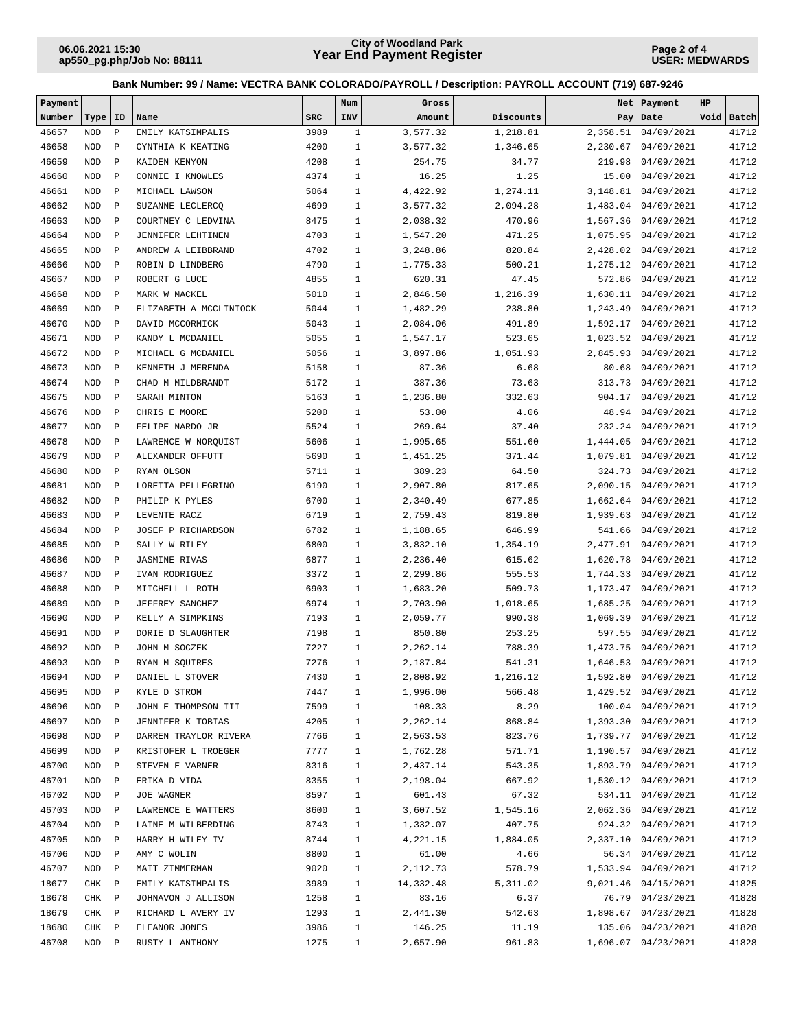**City of Woodland Park**
**Year End Payment Register**

06.06.2021 15:30
ap550_pg.php/Job No: 88111

USER: MEDWARDS

### Bank Number: 99 / Name: VECTRA BANK COLORADO/PAYROLL / Description: PAYROLL ACCOUNT (719) 687-9246

| Payment Number | Type | ID | Name | SRC | Num INV | Gross Amount | Discounts | Net Pay | Payment Date | HP Void | Batch |
|---|---|---|---|---|---|---|---|---|---|---|---|
| 46657 | NOD | P | EMILY KATSIMPALIS | 3989 | 1 | 3,577.32 | 1,218.81 | 2,358.51 | 04/09/2021 | | 41712 |
| 46658 | NOD | P | CYNTHIA K KEATING | 4200 | 1 | 3,577.32 | 1,346.65 | 2,230.67 | 04/09/2021 | | 41712 |
| 46659 | NOD | P | KAIDEN KENYON | 4208 | 1 | 254.75 | 34.77 | 219.98 | 04/09/2021 | | 41712 |
| 46660 | NOD | P | CONNIE I KNOWLES | 4374 | 1 | 16.25 | 1.25 | 15.00 | 04/09/2021 | | 41712 |
| 46661 | NOD | P | MICHAEL LAWSON | 5064 | 1 | 4,422.92 | 1,274.11 | 3,148.81 | 04/09/2021 | | 41712 |
| 46662 | NOD | P | SUZANNE LECLERCQ | 4699 | 1 | 3,577.32 | 2,094.28 | 1,483.04 | 04/09/2021 | | 41712 |
| 46663 | NOD | P | COURTNEY C LEDVINA | 8475 | 1 | 2,038.32 | 470.96 | 1,567.36 | 04/09/2021 | | 41712 |
| 46664 | NOD | P | JENNIFER LEHTINEN | 4703 | 1 | 1,547.20 | 471.25 | 1,075.95 | 04/09/2021 | | 41712 |
| 46665 | NOD | P | ANDREW A LEIBBRAND | 4702 | 1 | 3,248.86 | 820.84 | 2,428.02 | 04/09/2021 | | 41712 |
| 46666 | NOD | P | ROBIN D LINDBERG | 4790 | 1 | 1,775.33 | 500.21 | 1,275.12 | 04/09/2021 | | 41712 |
| 46667 | NOD | P | ROBERT G LUCE | 4855 | 1 | 620.31 | 47.45 | 572.86 | 04/09/2021 | | 41712 |
| 46668 | NOD | P | MARK W MACKEL | 5010 | 1 | 2,846.50 | 1,216.39 | 1,630.11 | 04/09/2021 | | 41712 |
| 46669 | NOD | P | ELIZABETH A MCCLINTOCK | 5044 | 1 | 1,482.29 | 238.80 | 1,243.49 | 04/09/2021 | | 41712 |
| 46670 | NOD | P | DAVID MCCORMICK | 5043 | 1 | 2,084.06 | 491.89 | 1,592.17 | 04/09/2021 | | 41712 |
| 46671 | NOD | P | KANDY L MCDANIEL | 5055 | 1 | 1,547.17 | 523.65 | 1,023.52 | 04/09/2021 | | 41712 |
| 46672 | NOD | P | MICHAEL G MCDANIEL | 5056 | 1 | 3,897.86 | 1,051.93 | 2,845.93 | 04/09/2021 | | 41712 |
| 46673 | NOD | P | KENNETH J MERENDA | 5158 | 1 | 87.36 | 6.68 | 80.68 | 04/09/2021 | | 41712 |
| 46674 | NOD | P | CHAD M MILDBRANDT | 5172 | 1 | 387.36 | 73.63 | 313.73 | 04/09/2021 | | 41712 |
| 46675 | NOD | P | SARAH MINTON | 5163 | 1 | 1,236.80 | 332.63 | 904.17 | 04/09/2021 | | 41712 |
| 46676 | NOD | P | CHRIS E MOORE | 5200 | 1 | 53.00 | 4.06 | 48.94 | 04/09/2021 | | 41712 |
| 46677 | NOD | P | FELIPE NARDO JR | 5524 | 1 | 269.64 | 37.40 | 232.24 | 04/09/2021 | | 41712 |
| 46678 | NOD | P | LAWRENCE W NORQUIST | 5606 | 1 | 1,995.65 | 551.60 | 1,444.05 | 04/09/2021 | | 41712 |
| 46679 | NOD | P | ALEXANDER OFFUTT | 5690 | 1 | 1,451.25 | 371.44 | 1,079.81 | 04/09/2021 | | 41712 |
| 46680 | NOD | P | RYAN OLSON | 5711 | 1 | 389.23 | 64.50 | 324.73 | 04/09/2021 | | 41712 |
| 46681 | NOD | P | LORETTA PELLEGRINO | 6190 | 1 | 2,907.80 | 817.65 | 2,090.15 | 04/09/2021 | | 41712 |
| 46682 | NOD | P | PHILIP K PYLES | 6700 | 1 | 2,340.49 | 677.85 | 1,662.64 | 04/09/2021 | | 41712 |
| 46683 | NOD | P | LEVENTE RACZ | 6719 | 1 | 2,759.43 | 819.80 | 1,939.63 | 04/09/2021 | | 41712 |
| 46684 | NOD | P | JOSEF P RICHARDSON | 6782 | 1 | 1,188.65 | 646.99 | 541.66 | 04/09/2021 | | 41712 |
| 46685 | NOD | P | SALLY W RILEY | 6800 | 1 | 3,832.10 | 1,354.19 | 2,477.91 | 04/09/2021 | | 41712 |
| 46686 | NOD | P | JASMINE RIVAS | 6877 | 1 | 2,236.40 | 615.62 | 1,620.78 | 04/09/2021 | | 41712 |
| 46687 | NOD | P | IVAN RODRIGUEZ | 3372 | 1 | 2,299.86 | 555.53 | 1,744.33 | 04/09/2021 | | 41712 |
| 46688 | NOD | P | MITCHELL L ROTH | 6903 | 1 | 1,683.20 | 509.73 | 1,173.47 | 04/09/2021 | | 41712 |
| 46689 | NOD | P | JEFFREY SANCHEZ | 6974 | 1 | 2,703.90 | 1,018.65 | 1,685.25 | 04/09/2021 | | 41712 |
| 46690 | NOD | P | KELLY A SIMPKINS | 7193 | 1 | 2,059.77 | 990.38 | 1,069.39 | 04/09/2021 | | 41712 |
| 46691 | NOD | P | DORIE D SLAUGHTER | 7198 | 1 | 850.80 | 253.25 | 597.55 | 04/09/2021 | | 41712 |
| 46692 | NOD | P | JOHN M SOCZEK | 7227 | 1 | 2,262.14 | 788.39 | 1,473.75 | 04/09/2021 | | 41712 |
| 46693 | NOD | P | RYAN M SQUIRES | 7276 | 1 | 2,187.84 | 541.31 | 1,646.53 | 04/09/2021 | | 41712 |
| 46694 | NOD | P | DANIEL L STOVER | 7430 | 1 | 2,808.92 | 1,216.12 | 1,592.80 | 04/09/2021 | | 41712 |
| 46695 | NOD | P | KYLE D STROM | 7447 | 1 | 1,996.00 | 566.48 | 1,429.52 | 04/09/2021 | | 41712 |
| 46696 | NOD | P | JOHN E THOMPSON III | 7599 | 1 | 108.33 | 8.29 | 100.04 | 04/09/2021 | | 41712 |
| 46697 | NOD | P | JENNIFER K TOBIAS | 4205 | 1 | 2,262.14 | 868.84 | 1,393.30 | 04/09/2021 | | 41712 |
| 46698 | NOD | P | DARREN TRAYLOR RIVERA | 7766 | 1 | 2,563.53 | 823.76 | 1,739.77 | 04/09/2021 | | 41712 |
| 46699 | NOD | P | KRISTOFER L TROEGER | 7777 | 1 | 1,762.28 | 571.71 | 1,190.57 | 04/09/2021 | | 41712 |
| 46700 | NOD | P | STEVEN E VARNER | 8316 | 1 | 2,437.14 | 543.35 | 1,893.79 | 04/09/2021 | | 41712 |
| 46701 | NOD | P | ERIKA D VIDA | 8355 | 1 | 2,198.04 | 667.92 | 1,530.12 | 04/09/2021 | | 41712 |
| 46702 | NOD | P | JOE WAGNER | 8597 | 1 | 601.43 | 67.32 | 534.11 | 04/09/2021 | | 41712 |
| 46703 | NOD | P | LAWRENCE E WATTERS | 8600 | 1 | 3,607.52 | 1,545.16 | 2,062.36 | 04/09/2021 | | 41712 |
| 46704 | NOD | P | LAINE M WILBERDING | 8743 | 1 | 1,332.07 | 407.75 | 924.32 | 04/09/2021 | | 41712 |
| 46705 | NOD | P | HARRY H WILEY IV | 8744 | 1 | 4,221.15 | 1,884.05 | 2,337.10 | 04/09/2021 | | 41712 |
| 46706 | NOD | P | AMY C WOLIN | 8800 | 1 | 61.00 | 4.66 | 56.34 | 04/09/2021 | | 41712 |
| 46707 | NOD | P | MATT ZIMMERMAN | 9020 | 1 | 2,112.73 | 578.79 | 1,533.94 | 04/09/2021 | | 41712 |
| 18677 | CHK | P | EMILY KATSIMPALIS | 3989 | 1 | 14,332.48 | 5,311.02 | 9,021.46 | 04/15/2021 | | 41825 |
| 18678 | CHK | P | JOHNAVON J ALLISON | 1258 | 1 | 83.16 | 6.37 | 76.79 | 04/23/2021 | | 41828 |
| 18679 | CHK | P | RICHARD L AVERY IV | 1293 | 1 | 2,441.30 | 542.63 | 1,898.67 | 04/23/2021 | | 41828 |
| 18680 | CHK | P | ELEANOR JONES | 3986 | 1 | 146.25 | 11.19 | 135.06 | 04/23/2021 | | 41828 |
| 46708 | NOD | P | RUSTY L ANTHONY | 1275 | 1 | 2,657.90 | 961.83 | 1,696.07 | 04/23/2021 | | 41828 |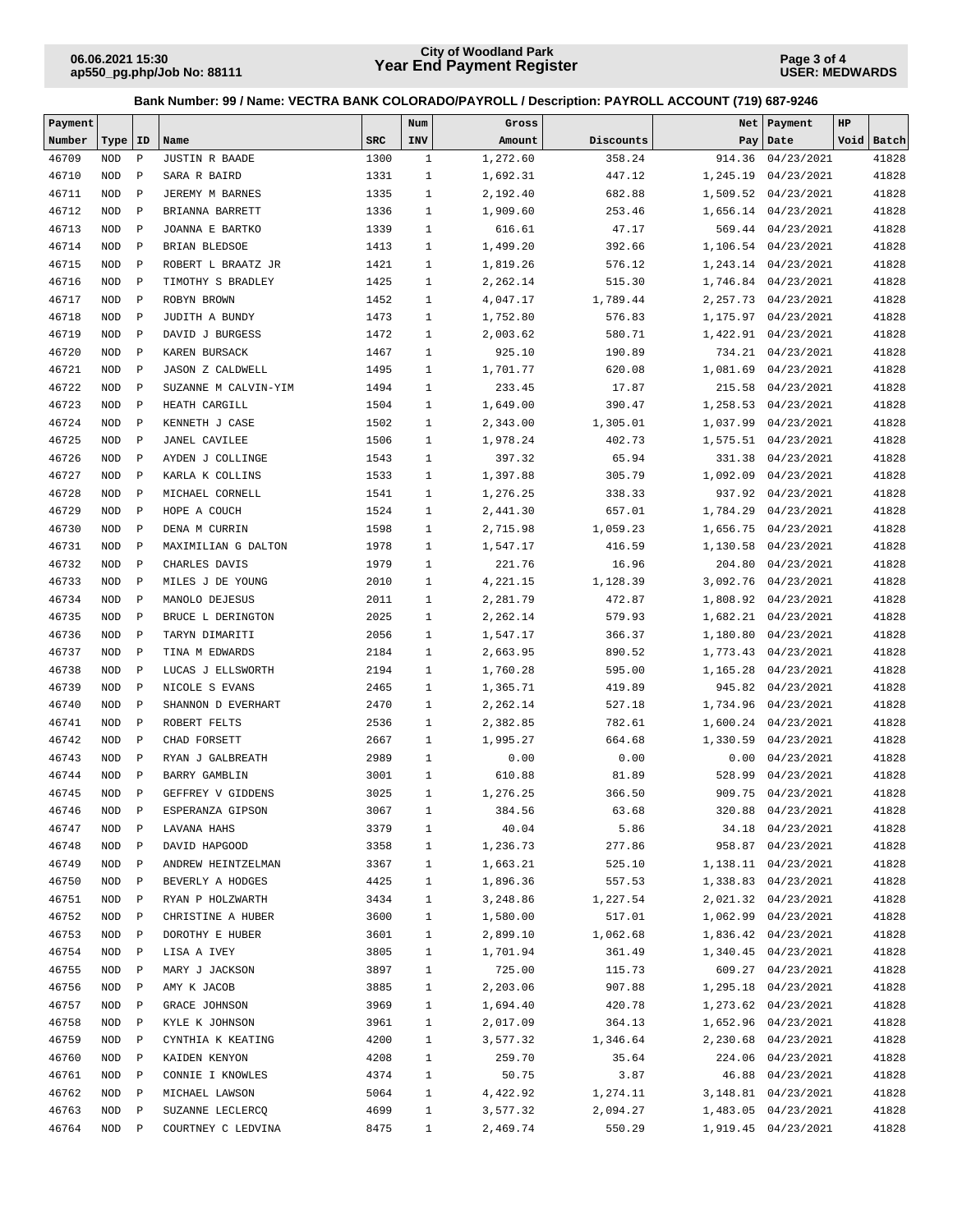**Bank Number: 99 / Name: VECTRA BANK COLORADO/PAYROLL / Description: PAYROLL ACCOUNT (719) 687-9246**

| Payment Number | Type | ID | Name | SRC | Num INV | Gross Amount | Discounts | Net Pay | Payment Date | HP Void | Batch |
|---|---|---|---|---|---|---|---|---|---|---|---|
| 46709 | NOD | P | JUSTIN R BAADE | 1300 | 1 | 1,272.60 | 358.24 | 914.36 | 04/23/2021 | | 41828 |
| 46710 | NOD | P | SARA R BAIRD | 1331 | 1 | 1,692.31 | 447.12 | 1,245.19 | 04/23/2021 | | 41828 |
| 46711 | NOD | P | JEREMY M BARNES | 1335 | 1 | 2,192.40 | 682.88 | 1,509.52 | 04/23/2021 | | 41828 |
| 46712 | NOD | P | BRIANNA BARRETT | 1336 | 1 | 1,909.60 | 253.46 | 1,656.14 | 04/23/2021 | | 41828 |
| 46713 | NOD | P | JOANNA E BARTKO | 1339 | 1 | 616.61 | 47.17 | 569.44 | 04/23/2021 | | 41828 |
| 46714 | NOD | P | BRIAN BLEDSOE | 1413 | 1 | 1,499.20 | 392.66 | 1,106.54 | 04/23/2021 | | 41828 |
| 46715 | NOD | P | ROBERT L BRAATZ JR | 1421 | 1 | 1,819.26 | 576.12 | 1,243.14 | 04/23/2021 | | 41828 |
| 46716 | NOD | P | TIMOTHY S BRADLEY | 1425 | 1 | 2,262.14 | 515.30 | 1,746.84 | 04/23/2021 | | 41828 |
| 46717 | NOD | P | ROBYN BROWN | 1452 | 1 | 4,047.17 | 1,789.44 | 2,257.73 | 04/23/2021 | | 41828 |
| 46718 | NOD | P | JUDITH A BUNDY | 1473 | 1 | 1,752.80 | 576.83 | 1,175.97 | 04/23/2021 | | 41828 |
| 46719 | NOD | P | DAVID J BURGESS | 1472 | 1 | 2,003.62 | 580.71 | 1,422.91 | 04/23/2021 | | 41828 |
| 46720 | NOD | P | KAREN BURSACK | 1467 | 1 | 925.10 | 190.89 | 734.21 | 04/23/2021 | | 41828 |
| 46721 | NOD | P | JASON Z CALDWELL | 1495 | 1 | 1,701.77 | 620.08 | 1,081.69 | 04/23/2021 | | 41828 |
| 46722 | NOD | P | SUZANNE M CALVIN-YIM | 1494 | 1 | 233.45 | 17.87 | 215.58 | 04/23/2021 | | 41828 |
| 46723 | NOD | P | HEATH CARGILL | 1504 | 1 | 1,649.00 | 390.47 | 1,258.53 | 04/23/2021 | | 41828 |
| 46724 | NOD | P | KENNETH J CASE | 1502 | 1 | 2,343.00 | 1,305.01 | 1,037.99 | 04/23/2021 | | 41828 |
| 46725 | NOD | P | JANEL CAVILEE | 1506 | 1 | 1,978.24 | 402.73 | 1,575.51 | 04/23/2021 | | 41828 |
| 46726 | NOD | P | AYDEN J COLLINGE | 1543 | 1 | 397.32 | 65.94 | 331.38 | 04/23/2021 | | 41828 |
| 46727 | NOD | P | KARLA K COLLINS | 1533 | 1 | 1,397.88 | 305.79 | 1,092.09 | 04/23/2021 | | 41828 |
| 46728 | NOD | P | MICHAEL CORNELL | 1541 | 1 | 1,276.25 | 338.33 | 937.92 | 04/23/2021 | | 41828 |
| 46729 | NOD | P | HOPE A COUCH | 1524 | 1 | 2,441.30 | 657.01 | 1,784.29 | 04/23/2021 | | 41828 |
| 46730 | NOD | P | DENA M CURRIN | 1598 | 1 | 2,715.98 | 1,059.23 | 1,656.75 | 04/23/2021 | | 41828 |
| 46731 | NOD | P | MAXIMILIAN G DALTON | 1978 | 1 | 1,547.17 | 416.59 | 1,130.58 | 04/23/2021 | | 41828 |
| 46732 | NOD | P | CHARLES DAVIS | 1979 | 1 | 221.76 | 16.96 | 204.80 | 04/23/2021 | | 41828 |
| 46733 | NOD | P | MILES J DE YOUNG | 2010 | 1 | 4,221.15 | 1,128.39 | 3,092.76 | 04/23/2021 | | 41828 |
| 46734 | NOD | P | MANOLO DEJESUS | 2011 | 1 | 2,281.79 | 472.87 | 1,808.92 | 04/23/2021 | | 41828 |
| 46735 | NOD | P | BRUCE L DERINGTON | 2025 | 1 | 2,262.14 | 579.93 | 1,682.21 | 04/23/2021 | | 41828 |
| 46736 | NOD | P | TARYN DIMARITI | 2056 | 1 | 1,547.17 | 366.37 | 1,180.80 | 04/23/2021 | | 41828 |
| 46737 | NOD | P | TINA M EDWARDS | 2184 | 1 | 2,663.95 | 890.52 | 1,773.43 | 04/23/2021 | | 41828 |
| 46738 | NOD | P | LUCAS J ELLSWORTH | 2194 | 1 | 1,760.28 | 595.00 | 1,165.28 | 04/23/2021 | | 41828 |
| 46739 | NOD | P | NICOLE S EVANS | 2465 | 1 | 1,365.71 | 419.89 | 945.82 | 04/23/2021 | | 41828 |
| 46740 | NOD | P | SHANNON D EVERHART | 2470 | 1 | 2,262.14 | 527.18 | 1,734.96 | 04/23/2021 | | 41828 |
| 46741 | NOD | P | ROBERT FELTS | 2536 | 1 | 2,382.85 | 782.61 | 1,600.24 | 04/23/2021 | | 41828 |
| 46742 | NOD | P | CHAD FORSETT | 2667 | 1 | 1,995.27 | 664.68 | 1,330.59 | 04/23/2021 | | 41828 |
| 46743 | NOD | P | RYAN J GALBREATH | 2989 | 1 | 0.00 | 0.00 | 0.00 | 04/23/2021 | | 41828 |
| 46744 | NOD | P | BARRY GAMBLIN | 3001 | 1 | 610.88 | 81.89 | 528.99 | 04/23/2021 | | 41828 |
| 46745 | NOD | P | GEFFREY V GIDDENS | 3025 | 1 | 1,276.25 | 366.50 | 909.75 | 04/23/2021 | | 41828 |
| 46746 | NOD | P | ESPERANZA GIPSON | 3067 | 1 | 384.56 | 63.68 | 320.88 | 04/23/2021 | | 41828 |
| 46747 | NOD | P | LAVANA HAHS | 3379 | 1 | 40.04 | 5.86 | 34.18 | 04/23/2021 | | 41828 |
| 46748 | NOD | P | DAVID HAPGOOD | 3358 | 1 | 1,236.73 | 277.86 | 958.87 | 04/23/2021 | | 41828 |
| 46749 | NOD | P | ANDREW HEINTZELMAN | 3367 | 1 | 1,663.21 | 525.10 | 1,138.11 | 04/23/2021 | | 41828 |
| 46750 | NOD | P | BEVERLY A HODGES | 4425 | 1 | 1,896.36 | 557.53 | 1,338.83 | 04/23/2021 | | 41828 |
| 46751 | NOD | P | RYAN P HOLZWARTH | 3434 | 1 | 3,248.86 | 1,227.54 | 2,021.32 | 04/23/2021 | | 41828 |
| 46752 | NOD | P | CHRISTINE A HUBER | 3600 | 1 | 1,580.00 | 517.01 | 1,062.99 | 04/23/2021 | | 41828 |
| 46753 | NOD | P | DOROTHY E HUBER | 3601 | 1 | 2,899.10 | 1,062.68 | 1,836.42 | 04/23/2021 | | 41828 |
| 46754 | NOD | P | LISA A IVEY | 3805 | 1 | 1,701.94 | 361.49 | 1,340.45 | 04/23/2021 | | 41828 |
| 46755 | NOD | P | MARY J JACKSON | 3897 | 1 | 725.00 | 115.73 | 609.27 | 04/23/2021 | | 41828 |
| 46756 | NOD | P | AMY K JACOB | 3885 | 1 | 2,203.06 | 907.88 | 1,295.18 | 04/23/2021 | | 41828 |
| 46757 | NOD | P | GRACE JOHNSON | 3969 | 1 | 1,694.40 | 420.78 | 1,273.62 | 04/23/2021 | | 41828 |
| 46758 | NOD | P | KYLE K JOHNSON | 3961 | 1 | 2,017.09 | 364.13 | 1,652.96 | 04/23/2021 | | 41828 |
| 46759 | NOD | P | CYNTHIA K KEATING | 4200 | 1 | 3,577.32 | 1,346.64 | 2,230.68 | 04/23/2021 | | 41828 |
| 46760 | NOD | P | KAIDEN KENYON | 4208 | 1 | 259.70 | 35.64 | 224.06 | 04/23/2021 | | 41828 |
| 46761 | NOD | P | CONNIE I KNOWLES | 4374 | 1 | 50.75 | 3.87 | 46.88 | 04/23/2021 | | 41828 |
| 46762 | NOD | P | MICHAEL LAWSON | 5064 | 1 | 4,422.92 | 1,274.11 | 3,148.81 | 04/23/2021 | | 41828 |
| 46763 | NOD | P | SUZANNE LECLERCQ | 4699 | 1 | 3,577.32 | 2,094.27 | 1,483.05 | 04/23/2021 | | 41828 |
| 46764 | NOD | P | COURTNEY C LEDVINA | 8475 | 1 | 2,469.74 | 550.29 | 1,919.45 | 04/23/2021 | | 41828 |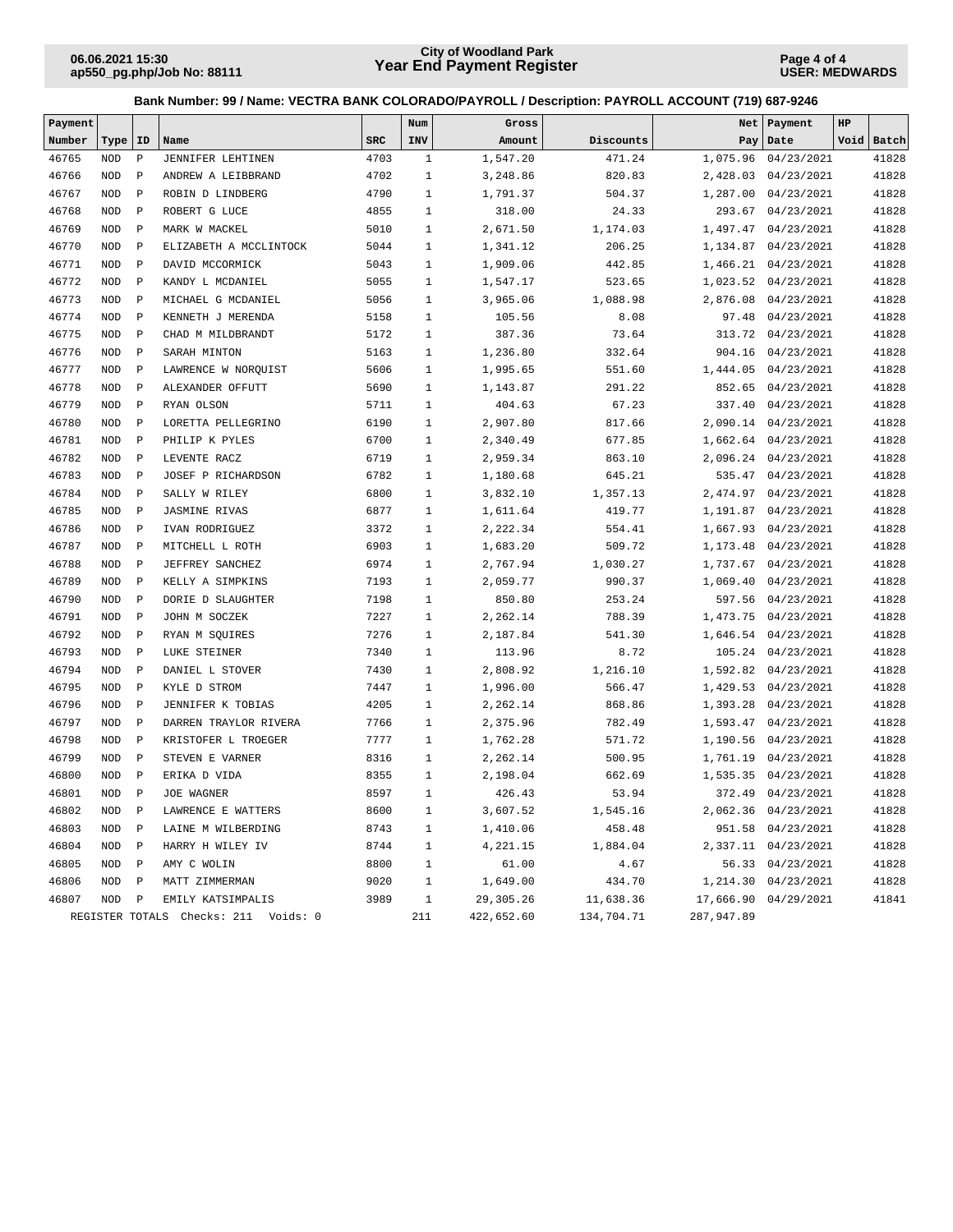# City of Woodland Park
## Year End Payment Register

06.06.2021 15:30
ap550_pg.php/Job No: 88111

USER: MEDWARDS

**Bank Number: 99 / Name: VECTRA BANK COLORADO/PAYROLL / Description: PAYROLL ACCOUNT (719) 687-9246**

| Payment Number | Type | ID | Name | SRC | Num INV | Gross Amount | Discounts | Net Pay | Payment Date | HP Void | Batch |
|---|---|---|---|---|---|---|---|---|---|---|---|
| 46765 | NOD | P | JENNIFER LEHTINEN | 4703 | 1 | 1,547.20 | 471.24 | 1,075.96 | 04/23/2021 | | 41828 |
| 46766 | NOD | P | ANDREW A LEIBBRAND | 4702 | 1 | 3,248.86 | 820.83 | 2,428.03 | 04/23/2021 | | 41828 |
| 46767 | NOD | P | ROBIN D LINDBERG | 4790 | 1 | 1,791.37 | 504.37 | 1,287.00 | 04/23/2021 | | 41828 |
| 46768 | NOD | P | ROBERT G LUCE | 4855 | 1 | 318.00 | 24.33 | 293.67 | 04/23/2021 | | 41828 |
| 46769 | NOD | P | MARK W MACKEL | 5010 | 1 | 2,671.50 | 1,174.03 | 1,497.47 | 04/23/2021 | | 41828 |
| 46770 | NOD | P | ELIZABETH A MCCLINTOCK | 5044 | 1 | 1,341.12 | 206.25 | 1,134.87 | 04/23/2021 | | 41828 |
| 46771 | NOD | P | DAVID MCCORMICK | 5043 | 1 | 1,909.06 | 442.85 | 1,466.21 | 04/23/2021 | | 41828 |
| 46772 | NOD | P | KANDY L MCDANIEL | 5055 | 1 | 1,547.17 | 523.65 | 1,023.52 | 04/23/2021 | | 41828 |
| 46773 | NOD | P | MICHAEL G MCDANIEL | 5056 | 1 | 3,965.06 | 1,088.98 | 2,876.08 | 04/23/2021 | | 41828 |
| 46774 | NOD | P | KENNETH J MERENDA | 5158 | 1 | 105.56 | 8.08 | 97.48 | 04/23/2021 | | 41828 |
| 46775 | NOD | P | CHAD M MILDBRANDT | 5172 | 1 | 387.36 | 73.64 | 313.72 | 04/23/2021 | | 41828 |
| 46776 | NOD | P | SARAH MINTON | 5163 | 1 | 1,236.80 | 332.64 | 904.16 | 04/23/2021 | | 41828 |
| 46777 | NOD | P | LAWRENCE W NORQUIST | 5606 | 1 | 1,995.65 | 551.60 | 1,444.05 | 04/23/2021 | | 41828 |
| 46778 | NOD | P | ALEXANDER OFFUTT | 5690 | 1 | 1,143.87 | 291.22 | 852.65 | 04/23/2021 | | 41828 |
| 46779 | NOD | P | RYAN OLSON | 5711 | 1 | 404.63 | 67.23 | 337.40 | 04/23/2021 | | 41828 |
| 46780 | NOD | P | LORETTA PELLEGRINO | 6190 | 1 | 2,907.80 | 817.66 | 2,090.14 | 04/23/2021 | | 41828 |
| 46781 | NOD | P | PHILIP K PYLES | 6700 | 1 | 2,340.49 | 677.85 | 1,662.64 | 04/23/2021 | | 41828 |
| 46782 | NOD | P | LEVENTE RACZ | 6719 | 1 | 2,959.34 | 863.10 | 2,096.24 | 04/23/2021 | | 41828 |
| 46783 | NOD | P | JOSEF P RICHARDSON | 6782 | 1 | 1,180.68 | 645.21 | 535.47 | 04/23/2021 | | 41828 |
| 46784 | NOD | P | SALLY W RILEY | 6800 | 1 | 3,832.10 | 1,357.13 | 2,474.97 | 04/23/2021 | | 41828 |
| 46785 | NOD | P | JASMINE RIVAS | 6877 | 1 | 1,611.64 | 419.77 | 1,191.87 | 04/23/2021 | | 41828 |
| 46786 | NOD | P | IVAN RODRIGUEZ | 3372 | 1 | 2,222.34 | 554.41 | 1,667.93 | 04/23/2021 | | 41828 |
| 46787 | NOD | P | MITCHELL L ROTH | 6903 | 1 | 1,683.20 | 509.72 | 1,173.48 | 04/23/2021 | | 41828 |
| 46788 | NOD | P | JEFFREY SANCHEZ | 6974 | 1 | 2,767.94 | 1,030.27 | 1,737.67 | 04/23/2021 | | 41828 |
| 46789 | NOD | P | KELLY A SIMPKINS | 7193 | 1 | 2,059.77 | 990.37 | 1,069.40 | 04/23/2021 | | 41828 |
| 46790 | NOD | P | DORIE D SLAUGHTER | 7198 | 1 | 850.80 | 253.24 | 597.56 | 04/23/2021 | | 41828 |
| 46791 | NOD | P | JOHN M SOCZEK | 7227 | 1 | 2,262.14 | 788.39 | 1,473.75 | 04/23/2021 | | 41828 |
| 46792 | NOD | P | RYAN M SQUIRES | 7276 | 1 | 2,187.84 | 541.30 | 1,646.54 | 04/23/2021 | | 41828 |
| 46793 | NOD | P | LUKE STEINER | 7340 | 1 | 113.96 | 8.72 | 105.24 | 04/23/2021 | | 41828 |
| 46794 | NOD | P | DANIEL L STOVER | 7430 | 1 | 2,808.92 | 1,216.10 | 1,592.82 | 04/23/2021 | | 41828 |
| 46795 | NOD | P | KYLE D STROM | 7447 | 1 | 1,996.00 | 566.47 | 1,429.53 | 04/23/2021 | | 41828 |
| 46796 | NOD | P | JENNIFER K TOBIAS | 4205 | 1 | 2,262.14 | 868.86 | 1,393.28 | 04/23/2021 | | 41828 |
| 46797 | NOD | P | DARREN TRAYLOR RIVERA | 7766 | 1 | 2,375.96 | 782.49 | 1,593.47 | 04/23/2021 | | 41828 |
| 46798 | NOD | P | KRISTOFER L TROEGER | 7777 | 1 | 1,762.28 | 571.72 | 1,190.56 | 04/23/2021 | | 41828 |
| 46799 | NOD | P | STEVEN E VARNER | 8316 | 1 | 2,262.14 | 500.95 | 1,761.19 | 04/23/2021 | | 41828 |
| 46800 | NOD | P | ERIKA D VIDA | 8355 | 1 | 2,198.04 | 662.69 | 1,535.35 | 04/23/2021 | | 41828 |
| 46801 | NOD | P | JOE WAGNER | 8597 | 1 | 426.43 | 53.94 | 372.49 | 04/23/2021 | | 41828 |
| 46802 | NOD | P | LAWRENCE E WATTERS | 8600 | 1 | 3,607.52 | 1,545.16 | 2,062.36 | 04/23/2021 | | 41828 |
| 46803 | NOD | P | LAINE M WILBERDING | 8743 | 1 | 1,410.06 | 458.48 | 951.58 | 04/23/2021 | | 41828 |
| 46804 | NOD | P | HARRY H WILEY IV | 8744 | 1 | 4,221.15 | 1,884.04 | 2,337.11 | 04/23/2021 | | 41828 |
| 46805 | NOD | P | AMY C WOLIN | 8800 | 1 | 61.00 | 4.67 | 56.33 | 04/23/2021 | | 41828 |
| 46806 | NOD | P | MATT ZIMMERMAN | 9020 | 1 | 1,649.00 | 434.70 | 1,214.30 | 04/23/2021 | | 41828 |
| 46807 | NOD | P | EMILY KATSIMPALIS | 3989 | 1 | 29,305.26 | 11,638.36 | 17,666.90 | 04/29/2021 | | 41841 |
| REGISTER TOTALS | | | Checks: 211 Voids: 0 | | 211 | 422,652.60 | 134,704.71 | 287,947.89 | | | |